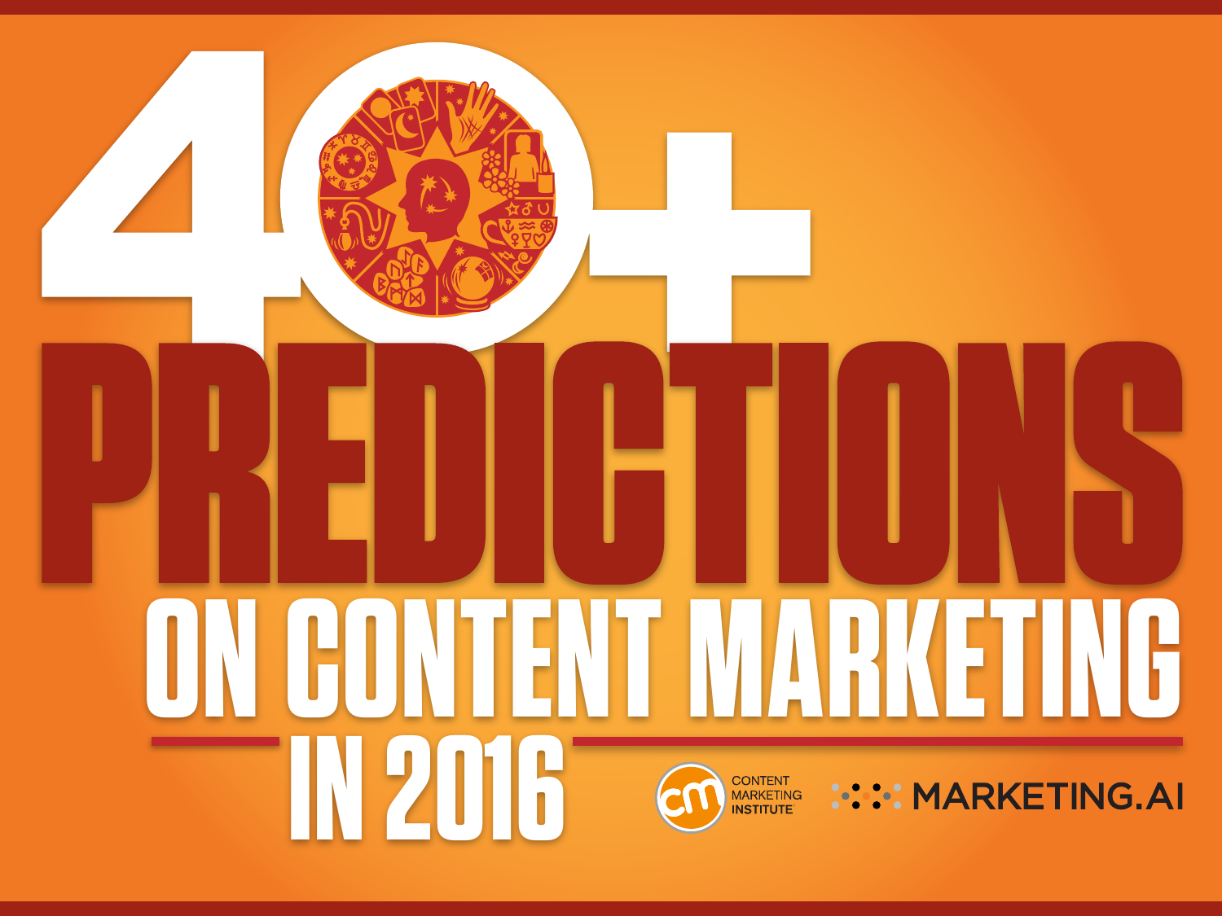# 40+ PREDICTIONS ON CONTENT MARKETING IN 2016

CONTENT MARKETING INSTITUTE

MARKETING.AI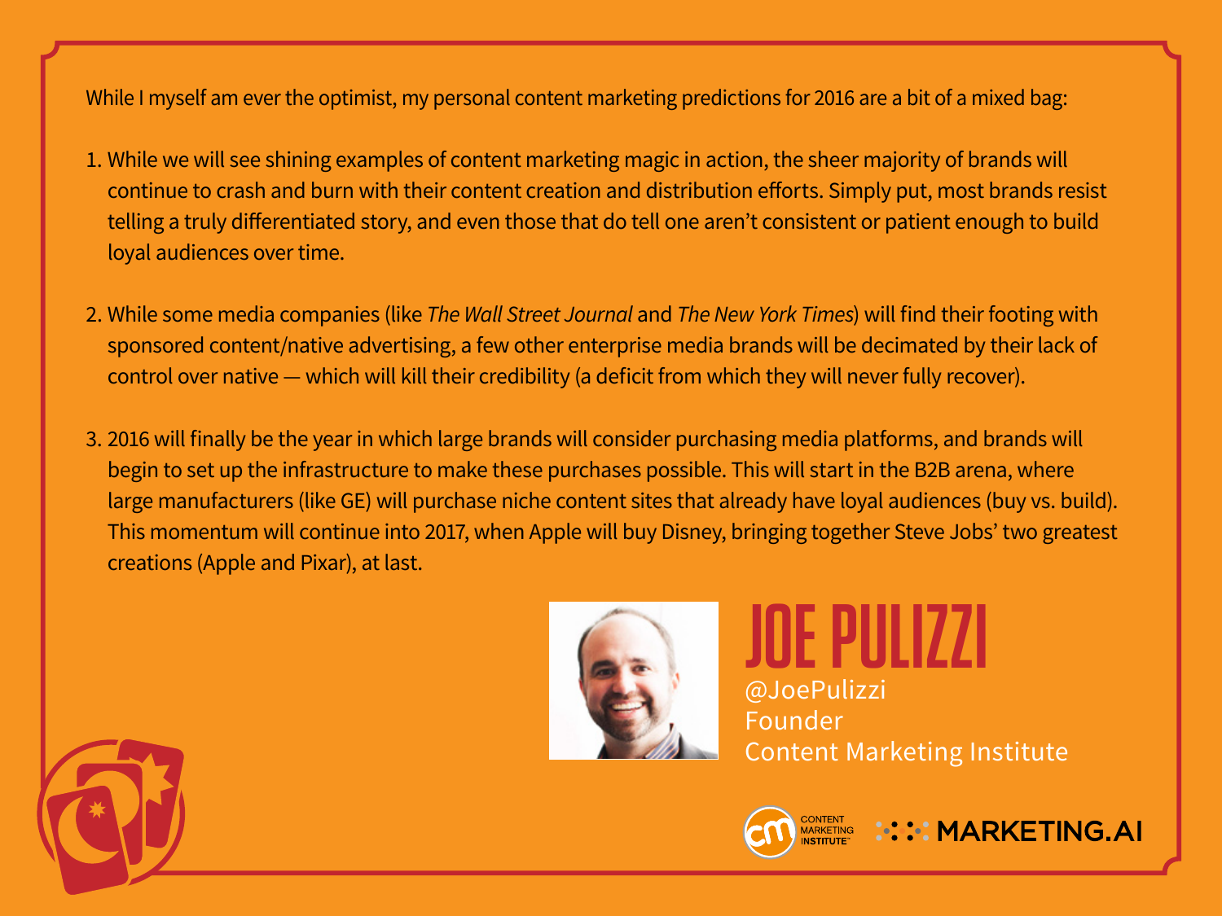While I myself am ever the optimist, my personal content marketing predictions for 2016 are a bit of a mixed bag:

1. While we will see shining examples of content marketing magic in action, the sheer majority of brands will continue to crash and burn with their content creation and distribution efforts. Simply put, most brands resist telling a truly differentiated story, and even those that do tell one aren't consistent or patient enough to build loyal audiences over time.

2. While some media companies (like *The Wall Street Journal* and *The New York Times*) will find their footing with sponsored content/native advertising, a few other enterprise media brands will be decimated by their lack of control over native — which will kill their credibility (a deficit from which they will never fully recover).

3. 2016 will finally be the year in which large brands will consider purchasing media platforms, and brands will begin to set up the infrastructure to make these purchases possible. This will start in the B2B arena, where large manufacturers (like GE) will purchase niche content sites that already have loyal audiences (buy vs. build). This momentum will continue into 2017, when Apple will buy Disney, bringing together Steve Jobs' two greatest creations (Apple and Pixar), at last.

## JOE PULIZZI

@JoePulizzi
Founder
Content Marketing Institute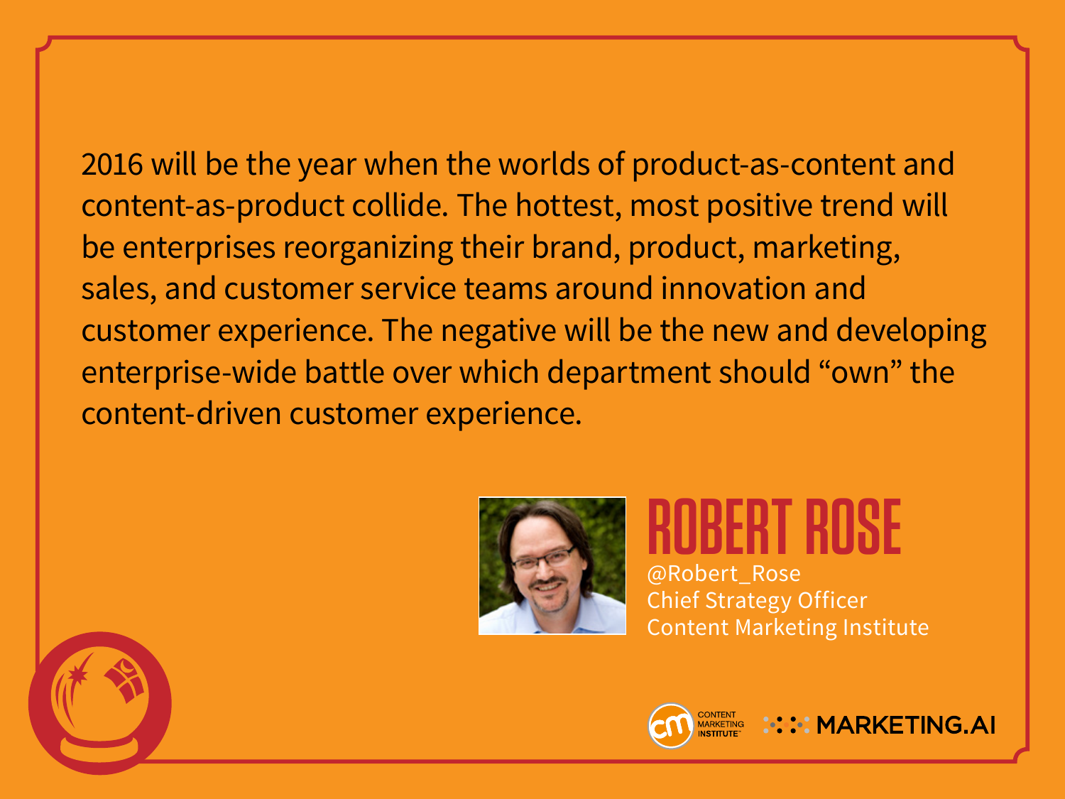2016 will be the year when the worlds of product-as-content and content-as-product collide. The hottest, most positive trend will be enterprises reorganizing their brand, product, marketing, sales, and customer service teams around innovation and customer experience. The negative will be the new and developing enterprise-wide battle over which department should “own” the content-driven customer experience.

## ROBERT ROSE

@Robert_Rose
Chief Strategy Officer
Content Marketing Institute

CONTENT MARKETING INSTITUTE MARKETING.AI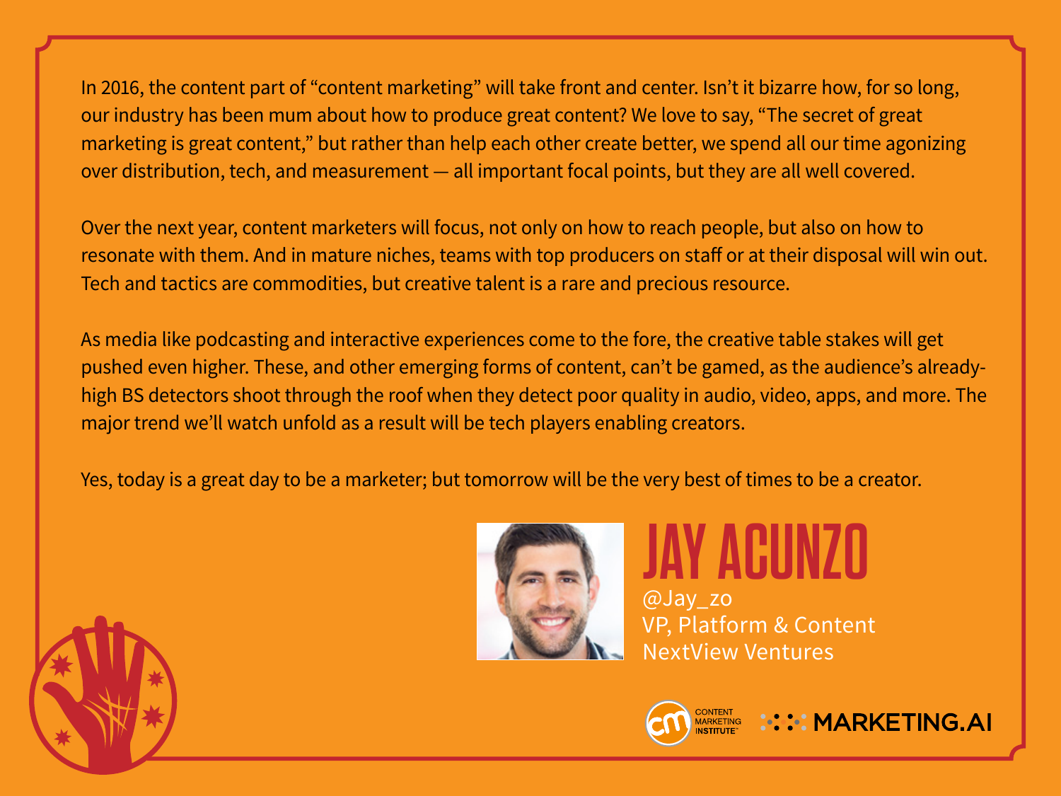In 2016, the content part of "content marketing" will take front and center. Isn't it bizarre how, for so long, our industry has been mum about how to produce great content? We love to say, "The secret of great marketing is great content," but rather than help each other create better, we spend all our time agonizing over distribution, tech, and measurement — all important focal points, but they are all well covered.

Over the next year, content marketers will focus, not only on how to reach people, but also on how to resonate with them. And in mature niches, teams with top producers on staff or at their disposal will win out. Tech and tactics are commodities, but creative talent is a rare and precious resource.

As media like podcasting and interactive experiences come to the fore, the creative table stakes will get pushed even higher. These, and other emerging forms of content, can't be gamed, as the audience's already-high BS detectors shoot through the roof when they detect poor quality in audio, video, apps, and more. The major trend we'll watch unfold as a result will be tech players enabling creators.

Yes, today is a great day to be a marketer; but tomorrow will be the very best of times to be a creator.

## JAY ACUNZO

@Jay_zo
VP, Platform & Content
NextView Ventures

CONTENT MARKETING INSTITUTE™ MARKETING.AI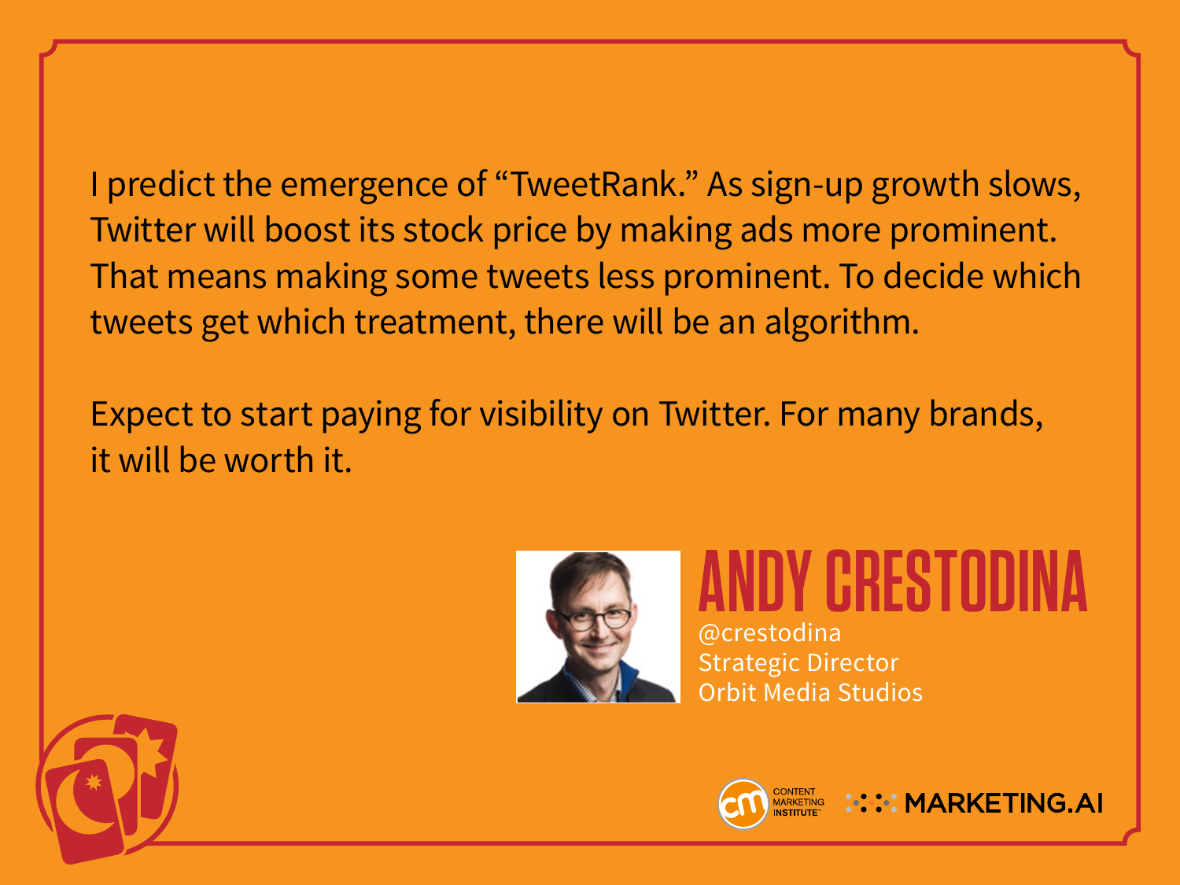I predict the emergence of "TweetRank." As sign-up growth slows, Twitter will boost its stock price by making ads more prominent. That means making some tweets less prominent. To decide which tweets get which treatment, there will be an algorithm.

Expect to start paying for visibility on Twitter. For many brands, it will be worth it.

## ANDY CRESTODINA

@crestodina
Strategic Director
Orbit Media Studios

CONTENT MARKETING INSTITUTE
MARKETING.AI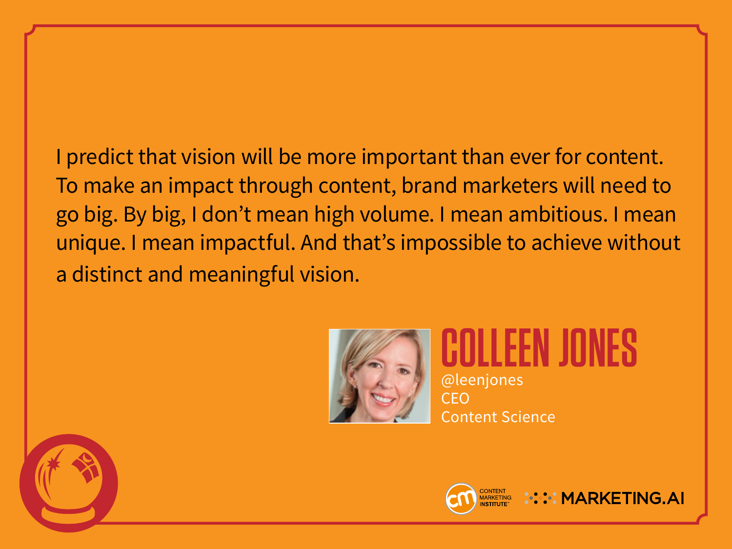I predict that vision will be more important than ever for content. To make an impact through content, brand marketers will need to go big. By big, I don't mean high volume. I mean ambitious. I mean unique. I mean impactful. And that's impossible to achieve without a distinct and meaningful vision.

## COLLEEN JONES

@leenjones
CEO
Content Science

CONTENT MARKETING INSTITUTE · MARKETING.AI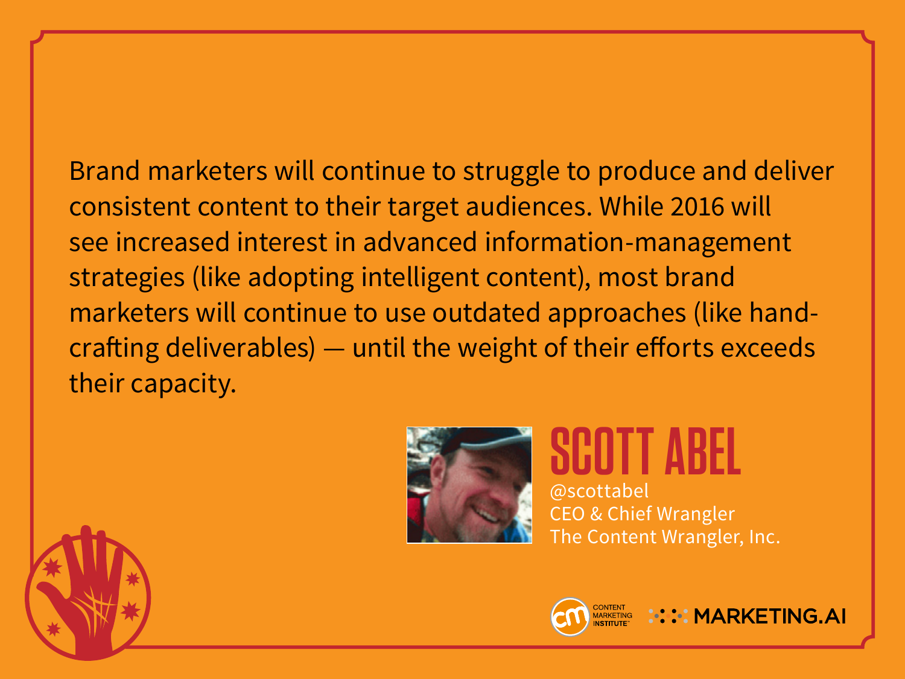Brand marketers will continue to struggle to produce and deliver consistent content to their target audiences. While 2016 will see increased interest in advanced information-management strategies (like adopting intelligent content), most brand marketers will continue to use outdated approaches (like hand-crafting deliverables) — until the weight of their efforts exceeds their capacity.

## SCOTT ABEL

@scottabel
CEO & Chief Wrangler
The Content Wrangler, Inc.

CONTENT MARKETING INSTITUTE™ MARKETING.AI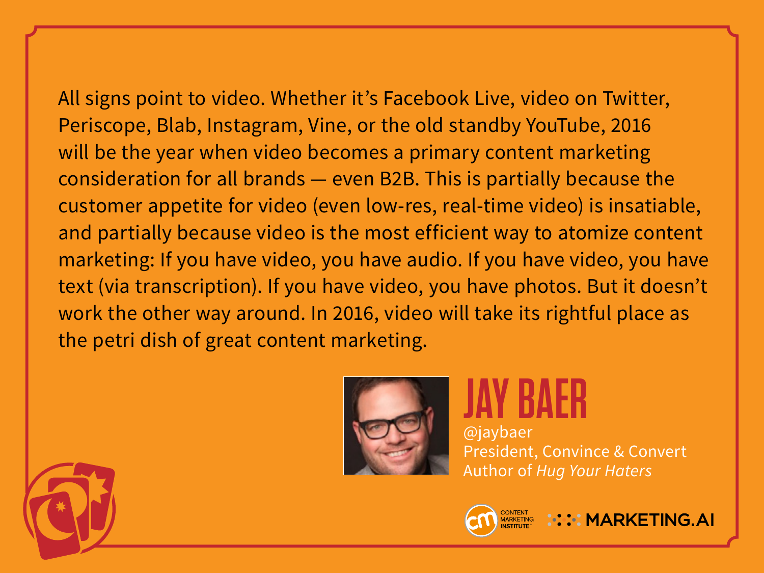All signs point to video. Whether it's Facebook Live, video on Twitter, Periscope, Blab, Instagram, Vine, or the old standby YouTube, 2016 will be the year when video becomes a primary content marketing consideration for all brands — even B2B. This is partially because the customer appetite for video (even low-res, real-time video) is insatiable, and partially because video is the most efficient way to atomize content marketing: If you have video, you have audio. If you have video, you have text (via transcription). If you have video, you have photos. But it doesn't work the other way around. In 2016, video will take its rightful place as the petri dish of great content marketing.

## JAY BAER

@jaybaer
President, Convince & Convert
Author of *Hug Your Haters*

CONTENT MARKETING INSTITUTE
MARKETING.AI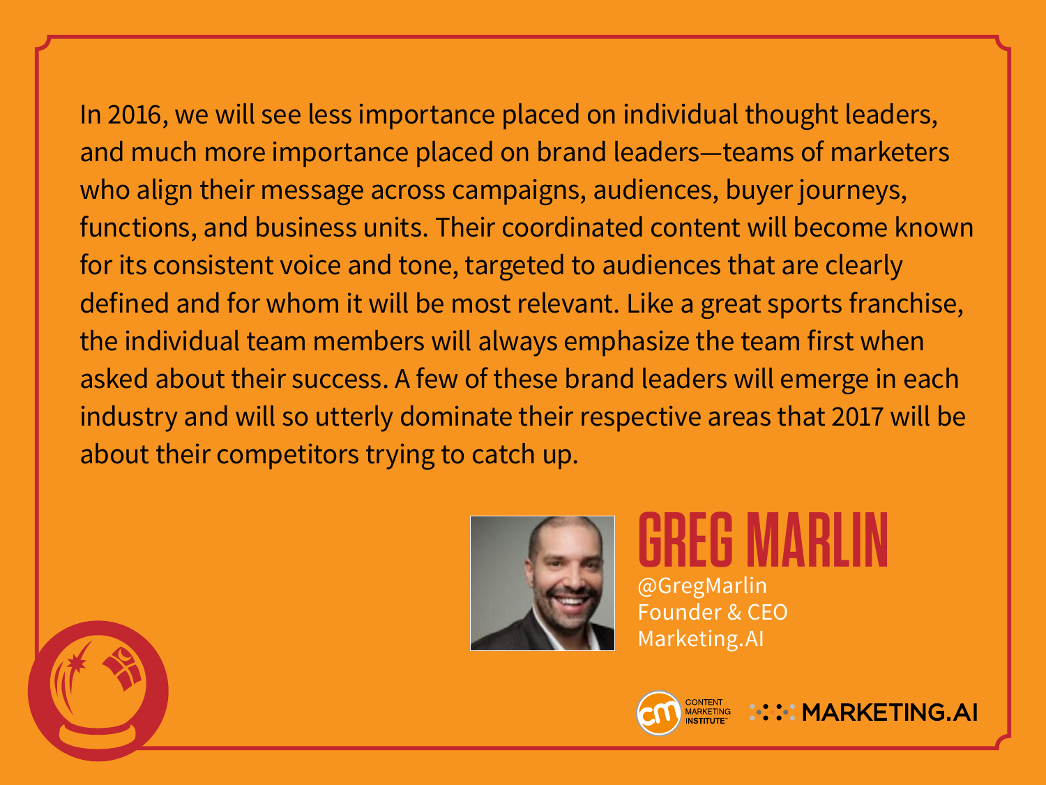In 2016, we will see less importance placed on individual thought leaders, and much more importance placed on brand leaders—teams of marketers who align their message across campaigns, audiences, buyer journeys, functions, and business units. Their coordinated content will become known for its consistent voice and tone, targeted to audiences that are clearly defined and for whom it will be most relevant. Like a great sports franchise, the individual team members will always emphasize the team first when asked about their success. A few of these brand leaders will emerge in each industry and will so utterly dominate their respective areas that 2017 will be about their competitors trying to catch up.

## GREG MARLIN

@GregMarlin
Founder & CEO
Marketing.AI

CONTENT MARKETING INSTITUTE
MARKETING.AI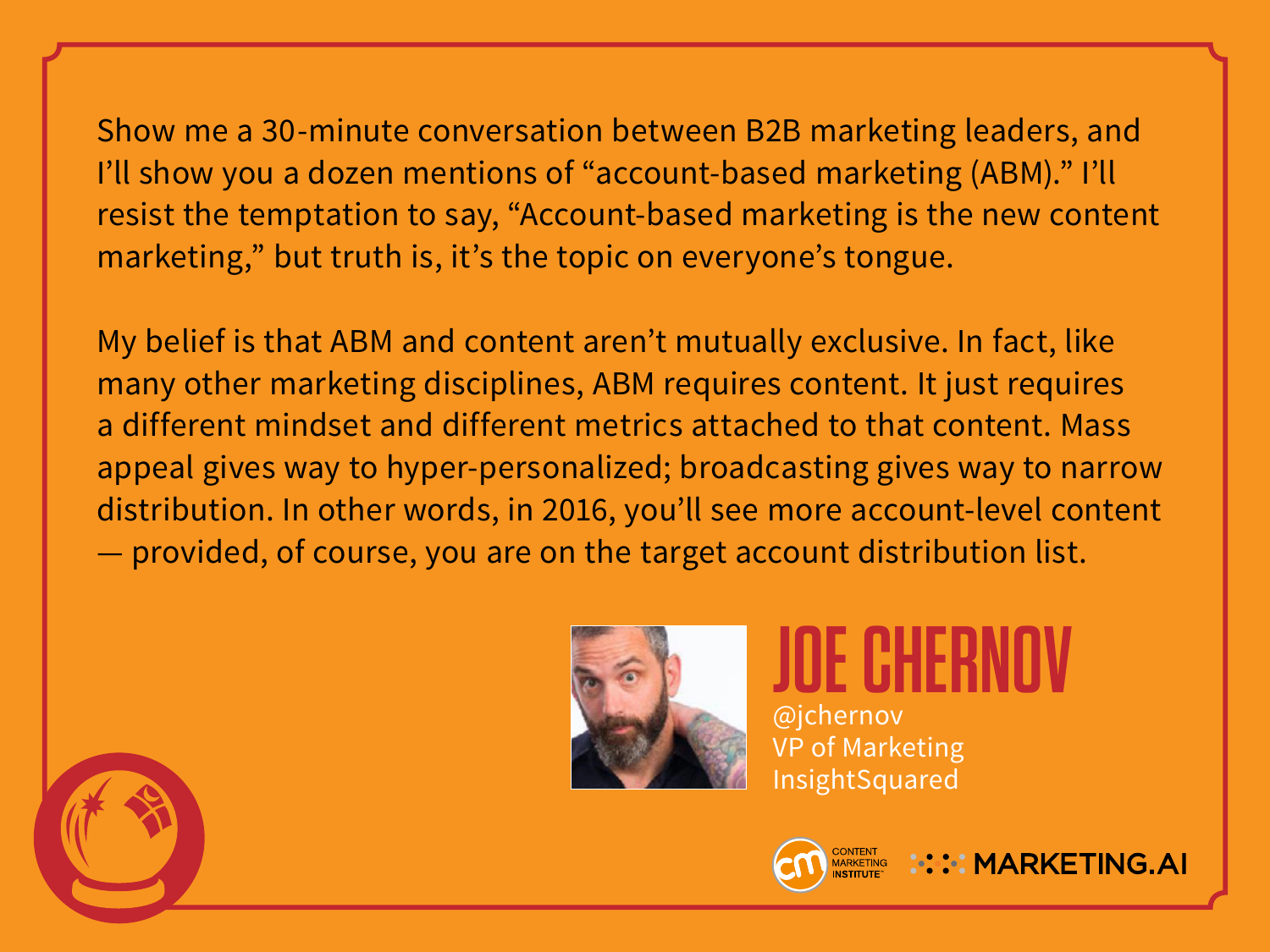Show me a 30-minute conversation between B2B marketing leaders, and I'll show you a dozen mentions of "account-based marketing (ABM)." I'll resist the temptation to say, "Account-based marketing is the new content marketing," but truth is, it's the topic on everyone's tongue.

My belief is that ABM and content aren't mutually exclusive. In fact, like many other marketing disciplines, ABM requires content. It just requires a different mindset and different metrics attached to that content. Mass appeal gives way to hyper-personalized; broadcasting gives way to narrow distribution. In other words, in 2016, you'll see more account-level content — provided, of course, you are on the target account distribution list.

## JOE CHERNOV

@jchernov
VP of Marketing
InsightSquared

CONTENT MARKETING INSTITUTE

MARKETING.AI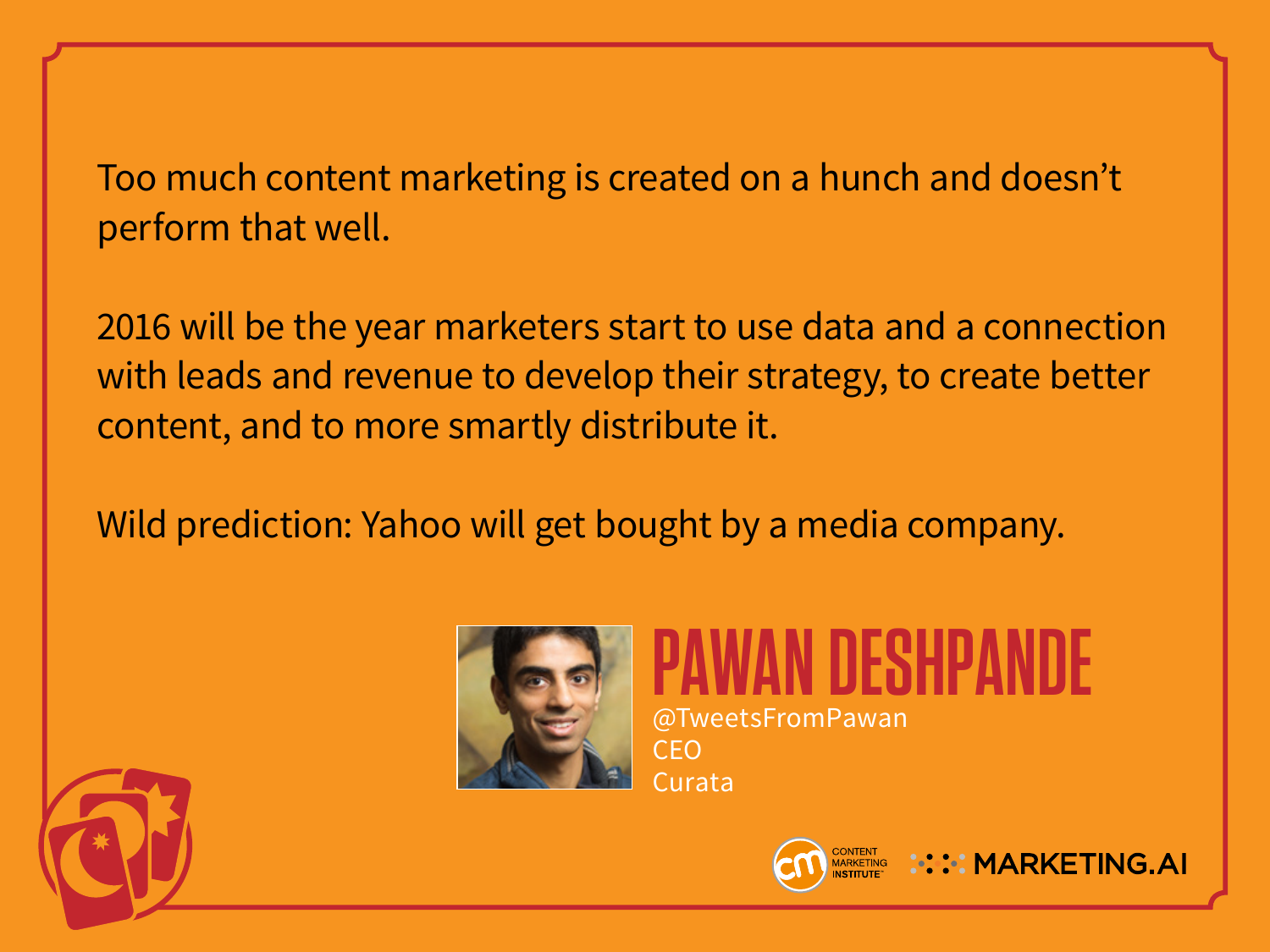Too much content marketing is created on a hunch and doesn't perform that well.

2016 will be the year marketers start to use data and a connection with leads and revenue to develop their strategy, to create better content, and to more smartly distribute it.

Wild prediction: Yahoo will get bought by a media company.

## PAWAN DESHPANDE

@TweetsFromPawan
CEO
Curata

CONTENT MARKETING INSTITUTE

MARKETING.AI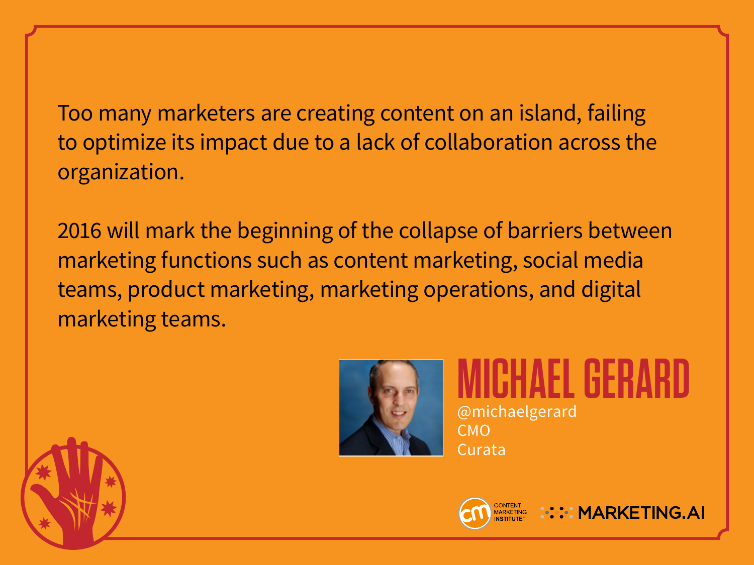Too many marketers are creating content on an island, failing to optimize its impact due to a lack of collaboration across the organization.

2016 will mark the beginning of the collapse of barriers between marketing functions such as content marketing, social media teams, product marketing, marketing operations, and digital marketing teams.

## MICHAEL GERARD

@michaelgerard
CMO
Curata

CONTENT MARKETING INSTITUTE MARKETING.AI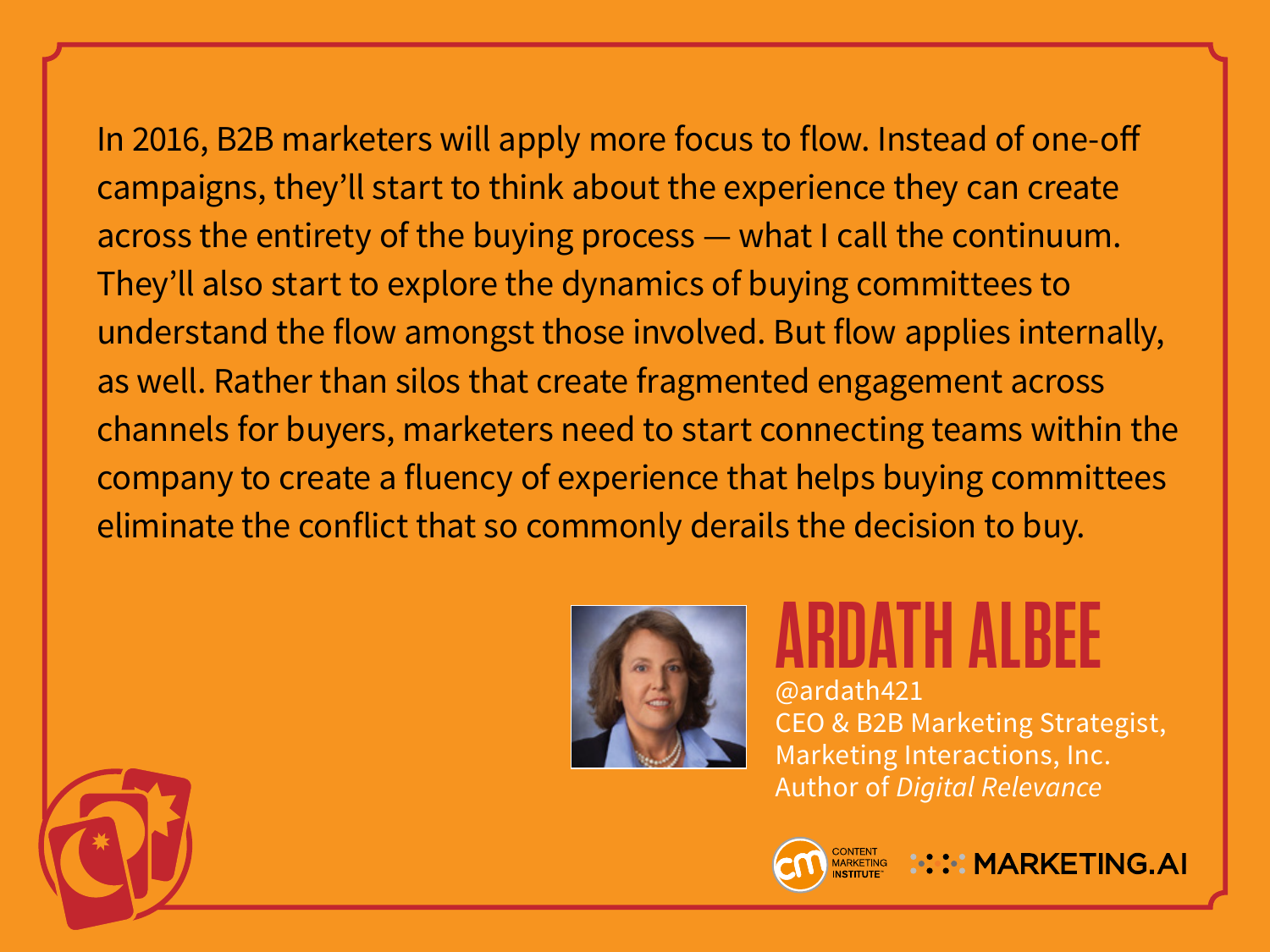In 2016, B2B marketers will apply more focus to flow. Instead of one-off campaigns, they'll start to think about the experience they can create across the entirety of the buying process — what I call the continuum. They'll also start to explore the dynamics of buying committees to understand the flow amongst those involved. But flow applies internally, as well. Rather than silos that create fragmented engagement across channels for buyers, marketers need to start connecting teams within the company to create a fluency of experience that helps buying committees eliminate the conflict that so commonly derails the decision to buy.

# ARDATH ALBEE

@ardath421
CEO & B2B Marketing Strategist,
Marketing Interactions, Inc.
Author of *Digital Relevance*

CONTENT MARKETING INSTITUTE
MARKETING.AI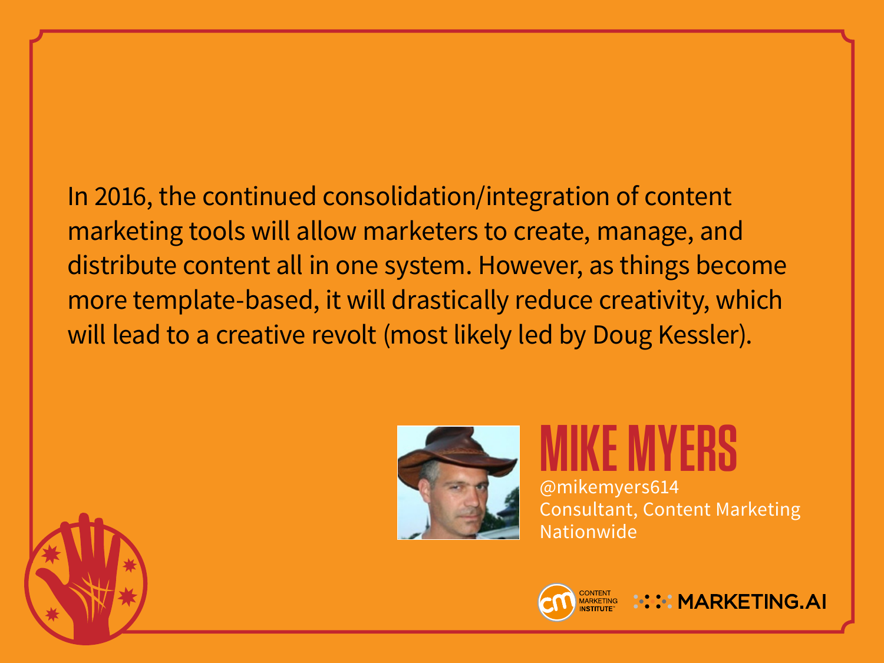In 2016, the continued consolidation/integration of content marketing tools will allow marketers to create, manage, and distribute content all in one system. However, as things become more template-based, it will drastically reduce creativity, which will lead to a creative revolt (most likely led by Doug Kessler).

## MIKE MYERS

@mikemyers614
Consultant, Content Marketing
Nationwide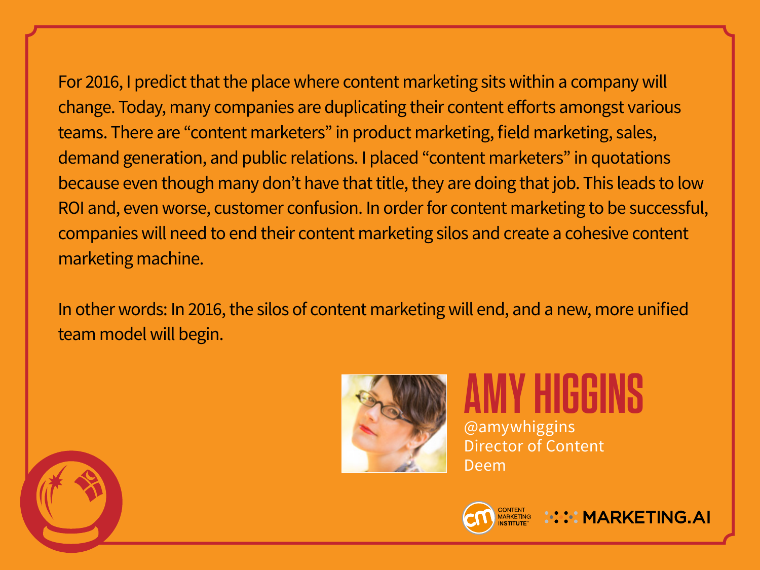For 2016, I predict that the place where content marketing sits within a company will change. Today, many companies are duplicating their content efforts amongst various teams. There are “content marketers” in product marketing, field marketing, sales, demand generation, and public relations. I placed “content marketers” in quotations because even though many don’t have that title, they are doing that job. This leads to low ROI and, even worse, customer confusion. In order for content marketing to be successful, companies will need to end their content marketing silos and create a cohesive content marketing machine.

In other words: In 2016, the silos of content marketing will end, and a new, more unified team model will begin.

## AMY HIGGINS

@amywhiggins
Director of Content
Deem

CONTENT MARKETING INSTITUTE

MARKETING.AI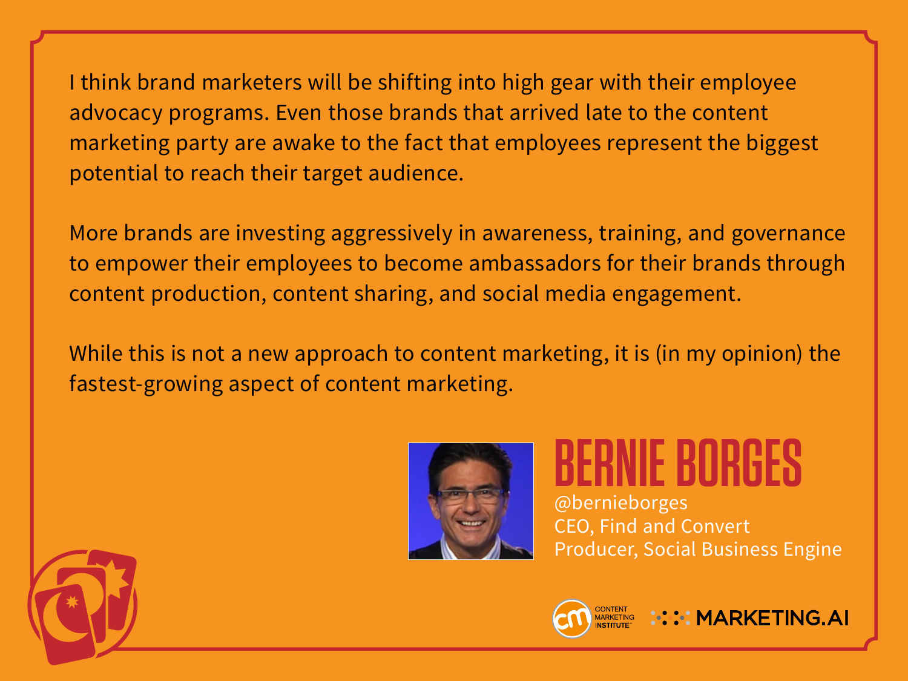I think brand marketers will be shifting into high gear with their employee advocacy programs. Even those brands that arrived late to the content marketing party are awake to the fact that employees represent the biggest potential to reach their target audience.

More brands are investing aggressively in awareness, training, and governance to empower their employees to become ambassadors for their brands through content production, content sharing, and social media engagement.

While this is not a new approach to content marketing, it is (in my opinion) the fastest-growing aspect of content marketing.

## BERNIE BORGES

@bernieborges
CEO, Find and Convert
Producer, Social Business Engine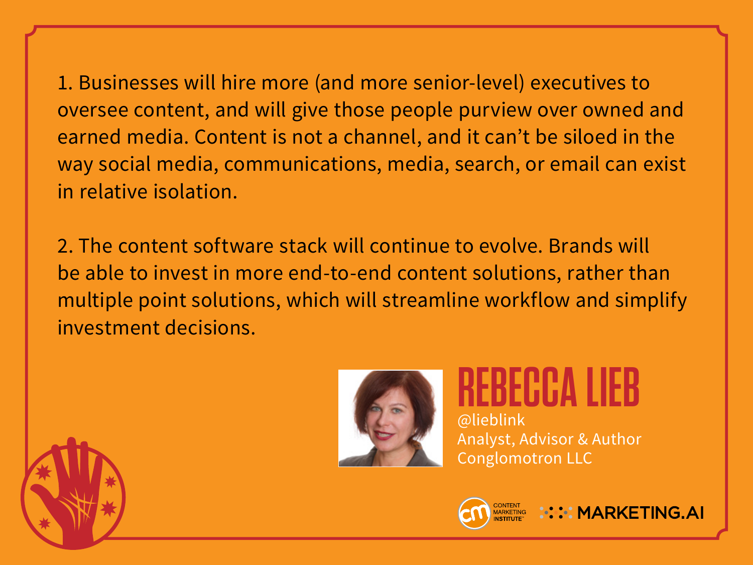1. Businesses will hire more (and more senior-level) executives to oversee content, and will give those people purview over owned and earned media. Content is not a channel, and it can't be siloed in the way social media, communications, media, search, or email can exist in relative isolation.

2. The content software stack will continue to evolve. Brands will be able to invest in more end-to-end content solutions, rather than multiple point solutions, which will streamline workflow and simplify investment decisions.

## REBECCA LIEB

@lieblink
Analyst, Advisor & Author
Conglomotron LLC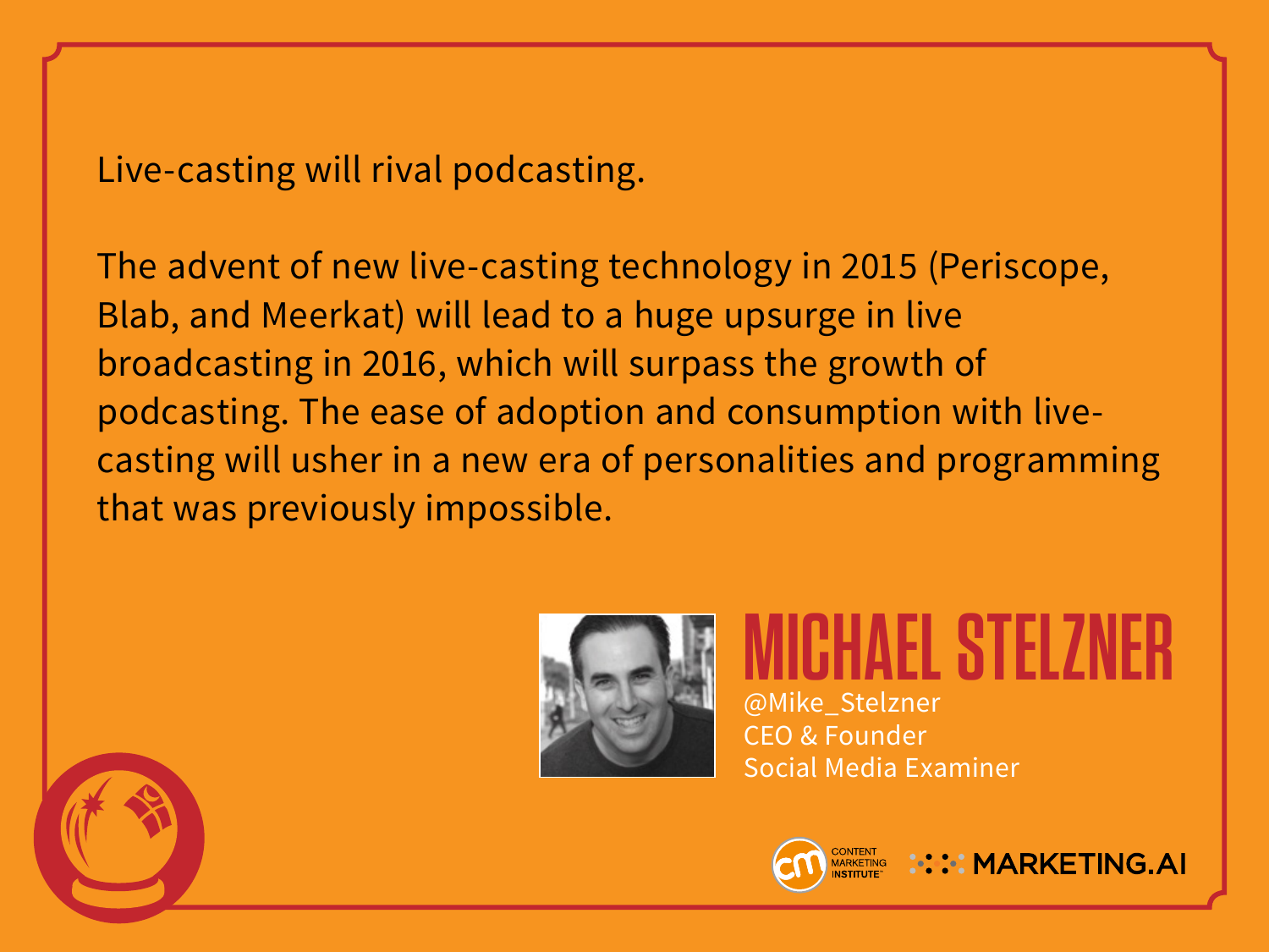Live-casting will rival podcasting.

The advent of new live-casting technology in 2015 (Periscope, Blab, and Meerkat) will lead to a huge upsurge in live broadcasting in 2016, which will surpass the growth of podcasting. The ease of adoption and consumption with live-casting will usher in a new era of personalities and programming that was previously impossible.

## MICHAEL STELZNER

@Mike_Stelzner
CEO & Founder
Social Media Examiner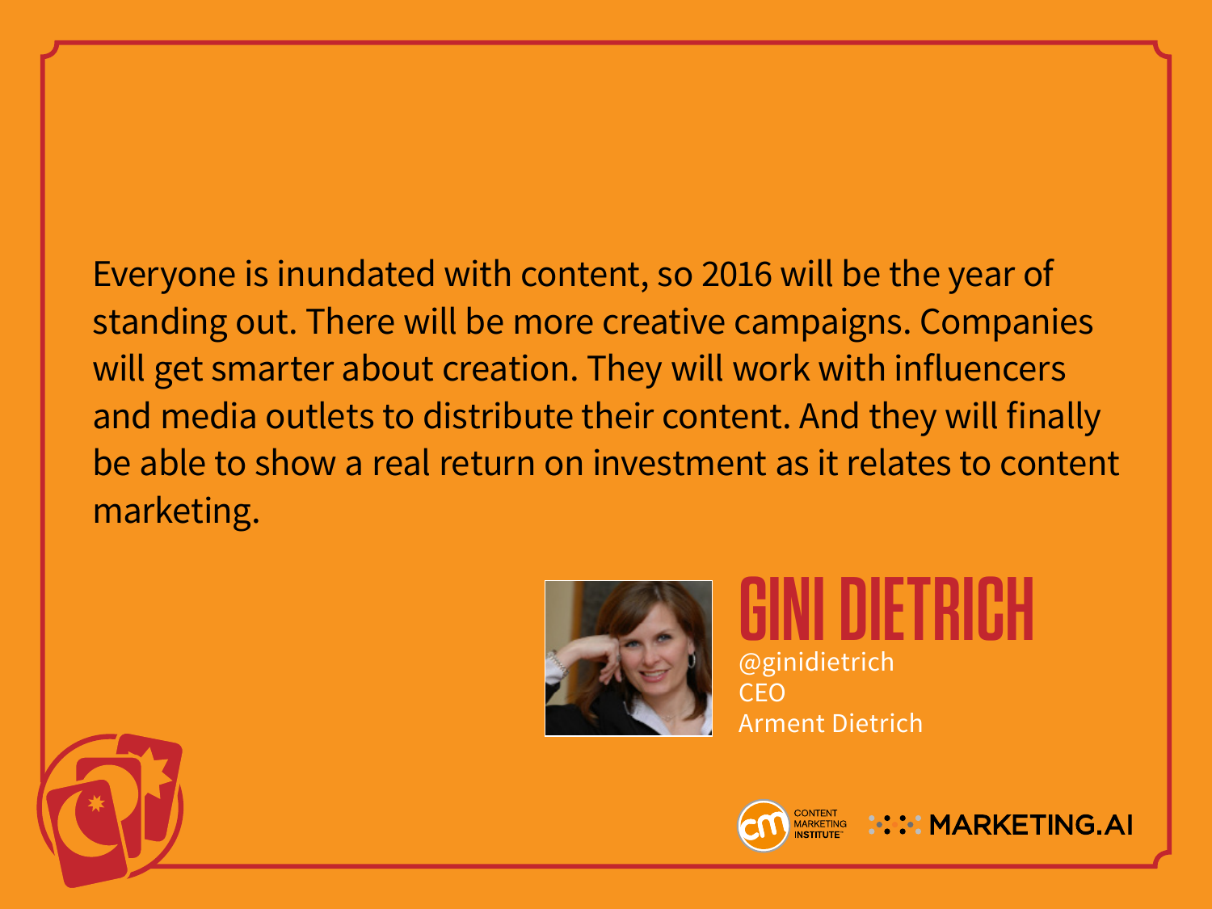Everyone is inundated with content, so 2016 will be the year of standing out. There will be more creative campaigns. Companies will get smarter about creation. They will work with influencers and media outlets to distribute their content. And they will finally be able to show a real return on investment as it relates to content marketing.

## GINI DIETRICH

@ginidietrich
CEO
Arment Dietrich

CONTENT MARKETING INSTITUTE MARKETING.AI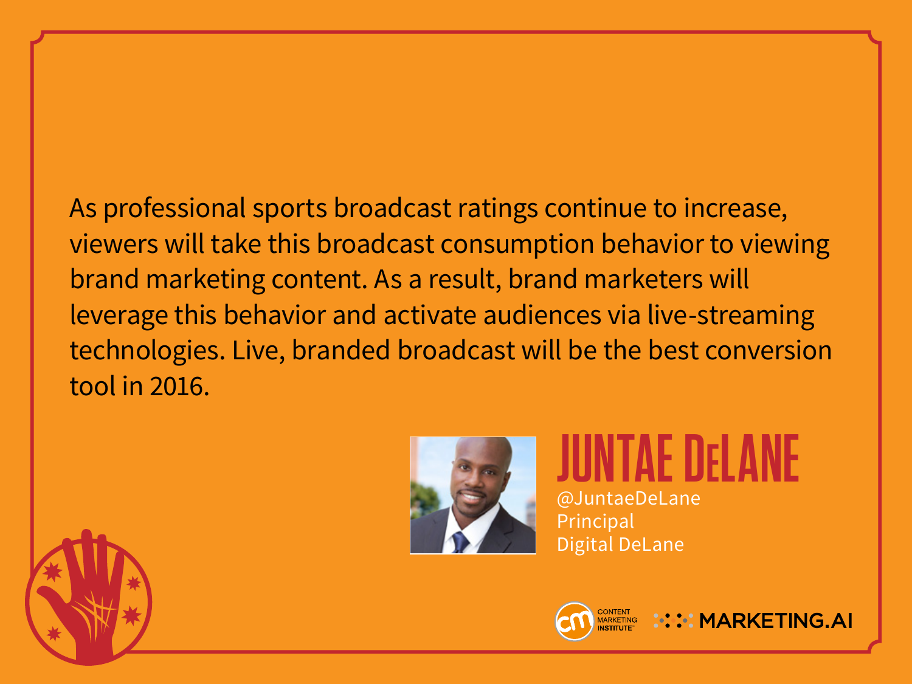As professional sports broadcast ratings continue to increase, viewers will take this broadcast consumption behavior to viewing brand marketing content. As a result, brand marketers will leverage this behavior and activate audiences via live-streaming technologies. Live, branded broadcast will be the best conversion tool in 2016.

**JUNTAE DELANE**
@JuntaeDeLane
Principal
Digital DeLane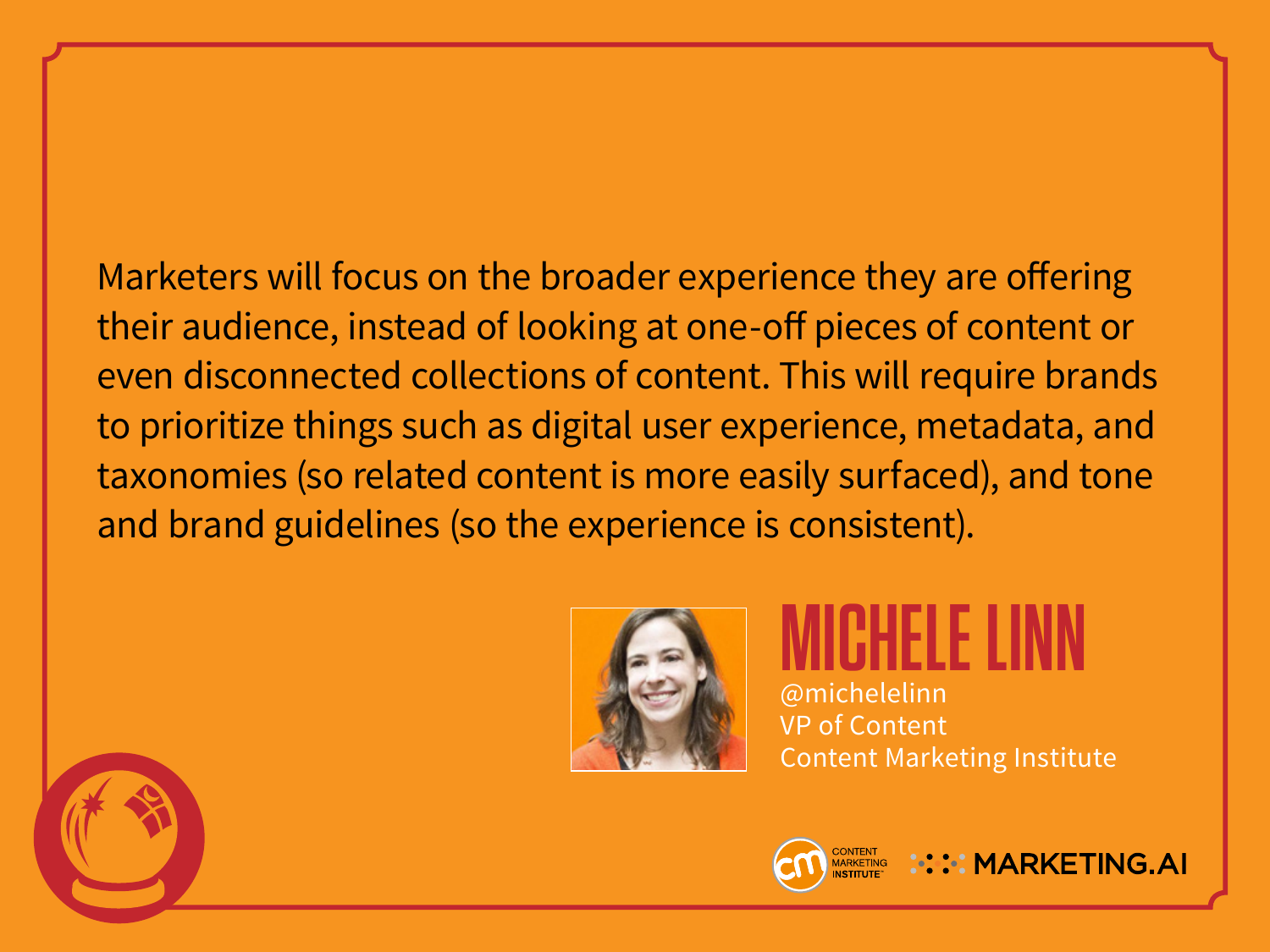Marketers will focus on the broader experience they are offering their audience, instead of looking at one-off pieces of content or even disconnected collections of content. This will require brands to prioritize things such as digital user experience, metadata, and taxonomies (so related content is more easily surfaced), and tone and brand guidelines (so the experience is consistent).

## MICHELE LINN

@michelelinn
VP of Content
Content Marketing Institute

CONTENT MARKETING INSTITUTE | MARKETING.AI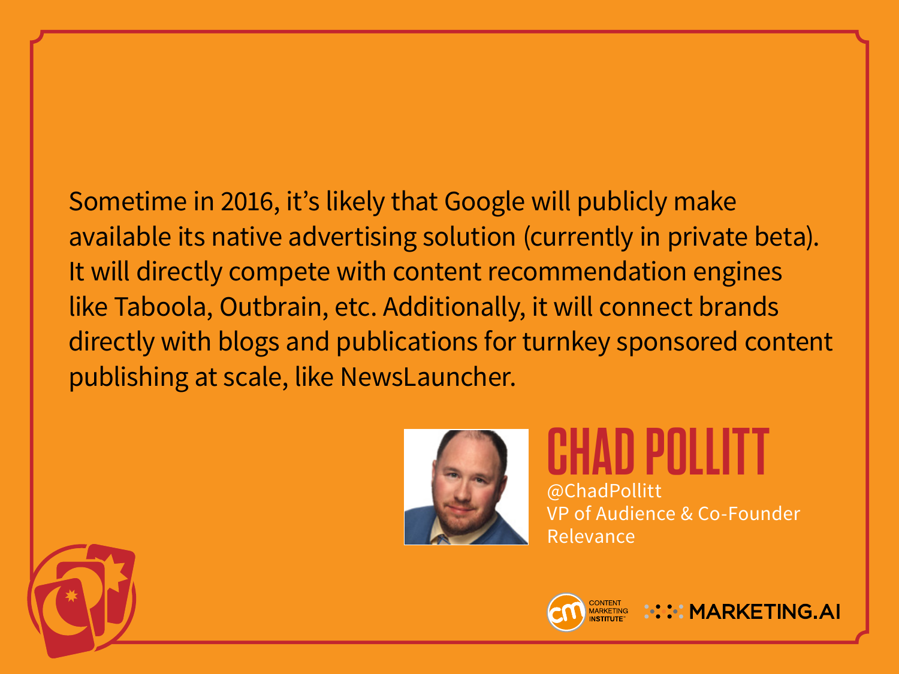Sometime in 2016, it's likely that Google will publicly make available its native advertising solution (currently in private beta). It will directly compete with content recommendation engines like Taboola, Outbrain, etc. Additionally, it will connect brands directly with blogs and publications for turnkey sponsored content publishing at scale, like NewsLauncher.

## CHAD POLLITT

@ChadPollitt
VP of Audience & Co-Founder
Relevance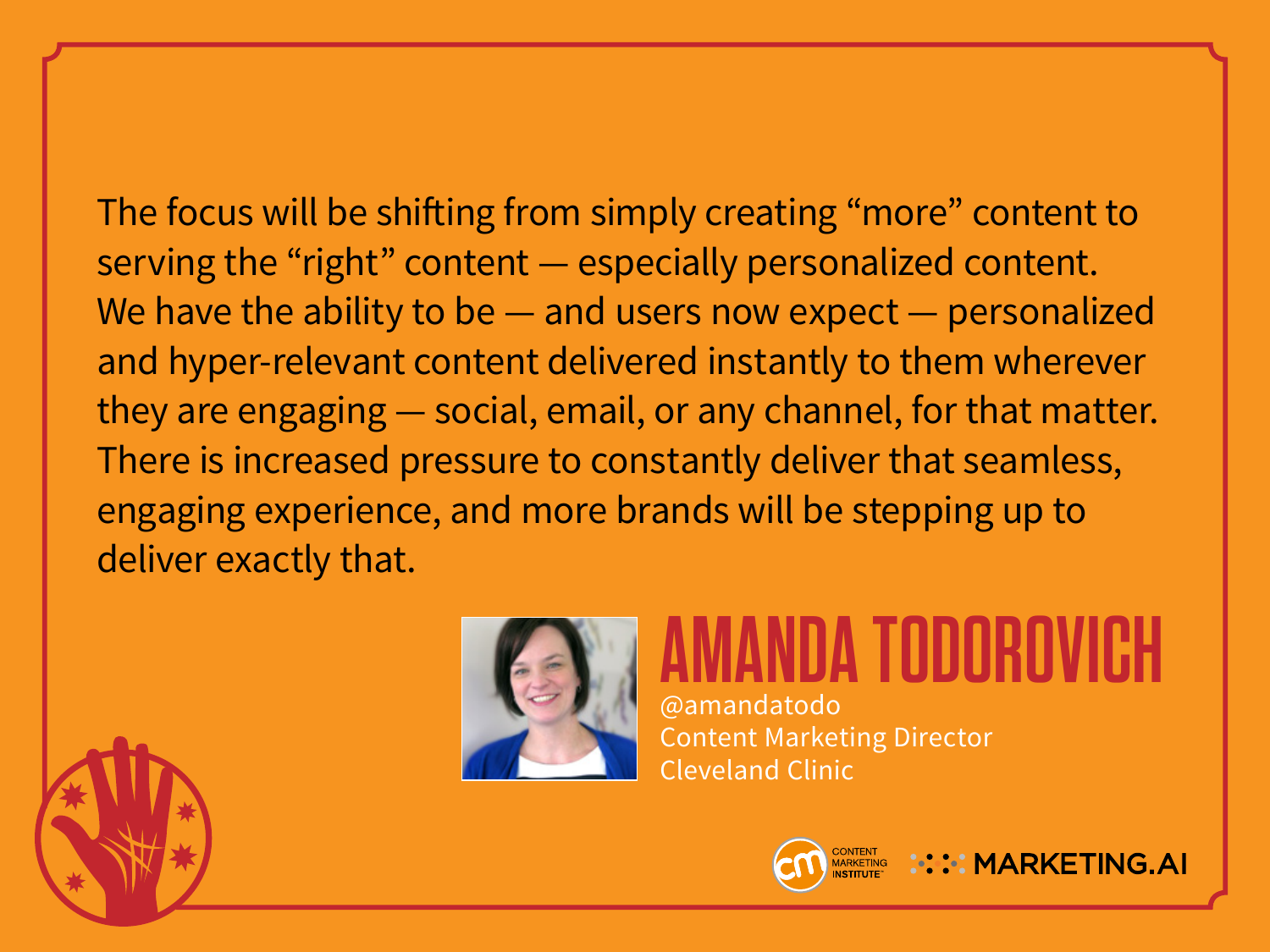The focus will be shifting from simply creating "more" content to serving the "right" content — especially personalized content. We have the ability to be — and users now expect — personalized and hyper-relevant content delivered instantly to them wherever they are engaging — social, email, or any channel, for that matter. There is increased pressure to constantly deliver that seamless, engaging experience, and more brands will be stepping up to deliver exactly that.

## AMANDA TODOROVICH

@amandatodo
Content Marketing Director
Cleveland Clinic

CONTENT MARKETING INSTITUTE MARKETING.AI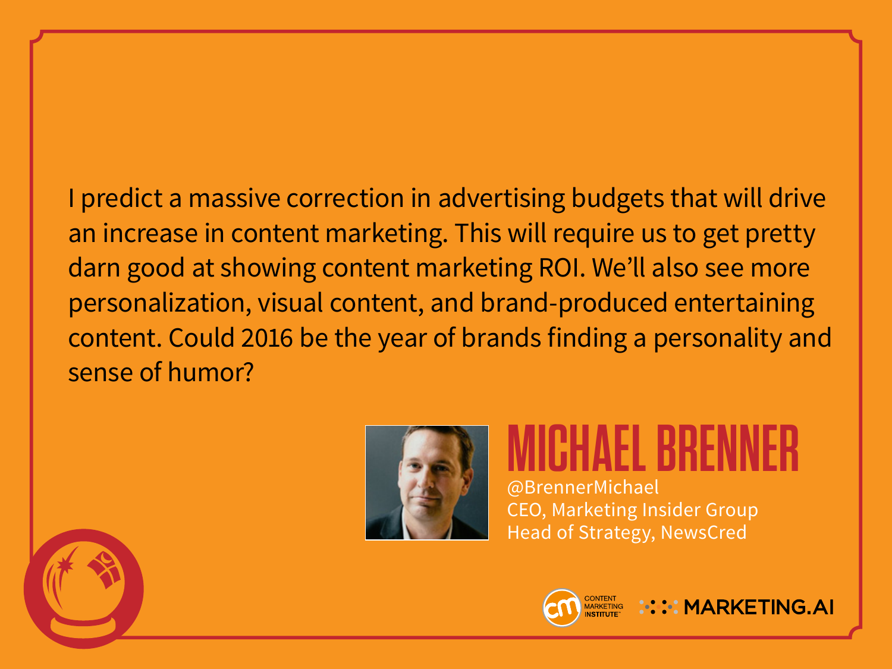I predict a massive correction in advertising budgets that will drive an increase in content marketing. This will require us to get pretty darn good at showing content marketing ROI. We'll also see more personalization, visual content, and brand-produced entertaining content. Could 2016 be the year of brands finding a personality and sense of humor?

## MICHAEL BRENNER

@BrennerMichael
CEO, Marketing Insider Group
Head of Strategy, NewsCred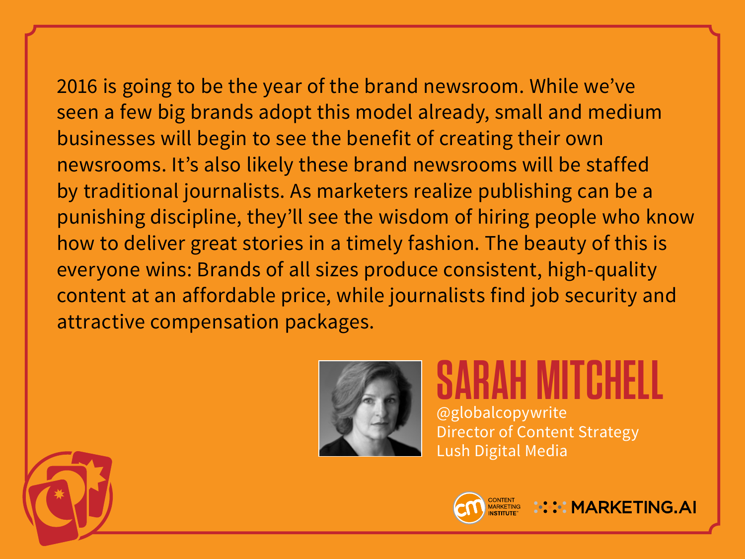2016 is going to be the year of the brand newsroom. While we've seen a few big brands adopt this model already, small and medium businesses will begin to see the benefit of creating their own newsrooms. It's also likely these brand newsrooms will be staffed by traditional journalists. As marketers realize publishing can be a punishing discipline, they'll see the wisdom of hiring people who know how to deliver great stories in a timely fashion. The beauty of this is everyone wins: Brands of all sizes produce consistent, high-quality content at an affordable price, while journalists find job security and attractive compensation packages.

## SARAH MITCHELL

@globalcopywrite
Director of Content Strategy
Lush Digital Media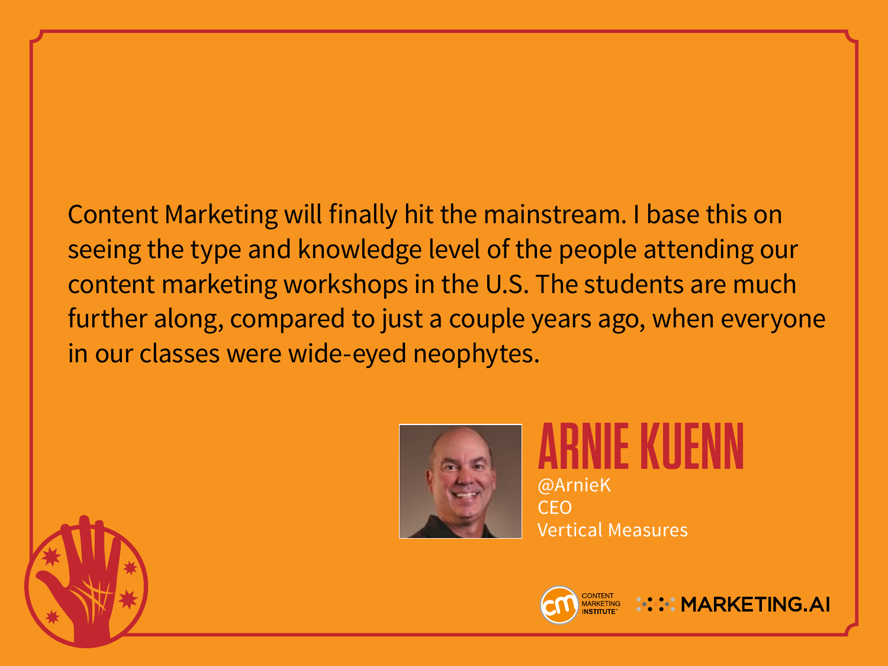Content Marketing will finally hit the mainstream. I base this on seeing the type and knowledge level of the people attending our content marketing workshops in the U.S. The students are much further along, compared to just a couple years ago, when everyone in our classes were wide-eyed neophytes.

## ARNIE KUENN

@ArnieK
CEO
Vertical Measures

CONTENT MARKETING INSTITUTE MARKETING.AI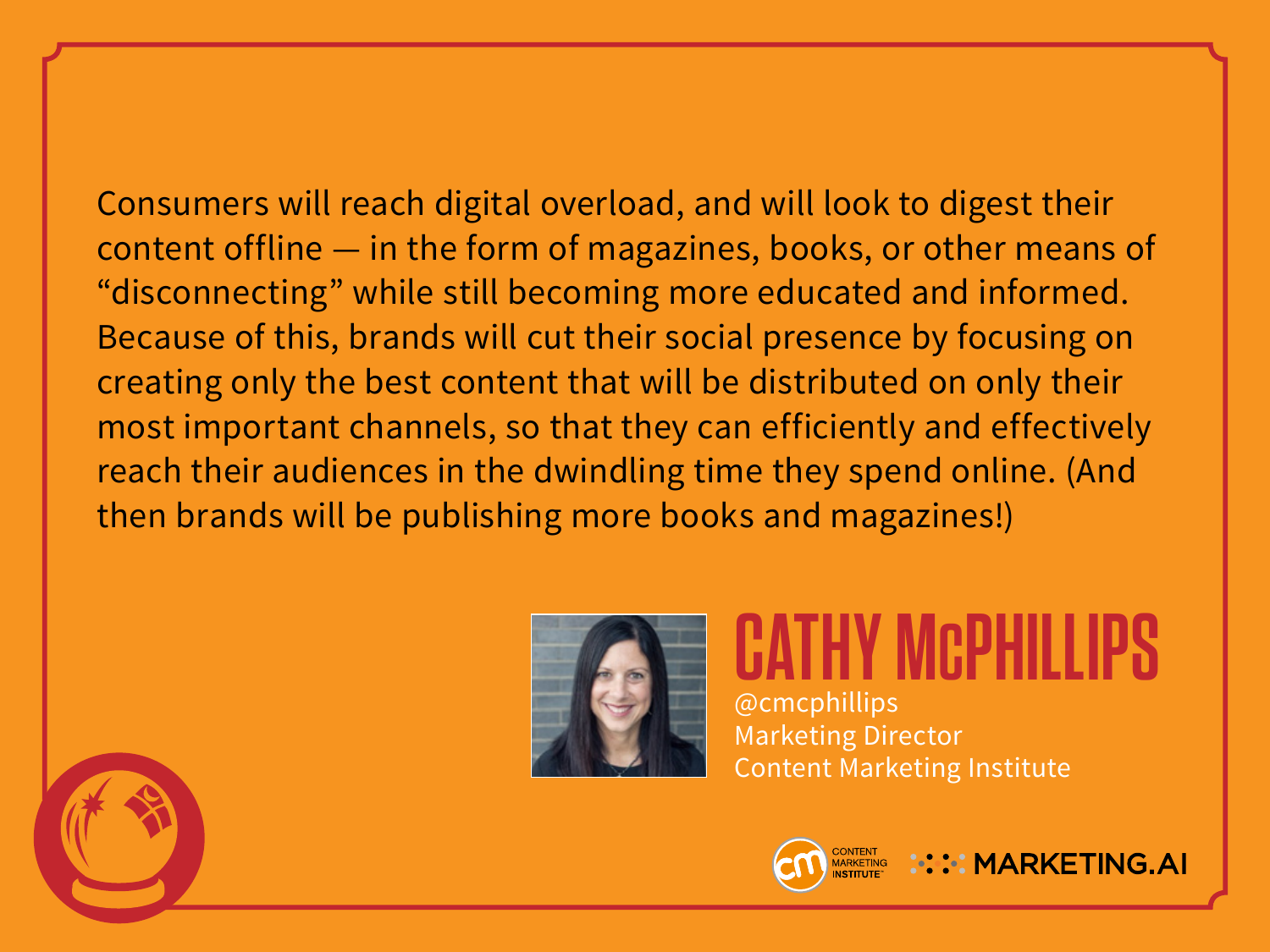Consumers will reach digital overload, and will look to digest their content offline — in the form of magazines, books, or other means of "disconnecting" while still becoming more educated and informed. Because of this, brands will cut their social presence by focusing on creating only the best content that will be distributed on only their most important channels, so that they can efficiently and effectively reach their audiences in the dwindling time they spend online. (And then brands will be publishing more books and magazines!)

## CATHY McPHILLIPS

@cmcphillips
Marketing Director
Content Marketing Institute

CONTENT MARKETING INSTITUTE MARKETING.AI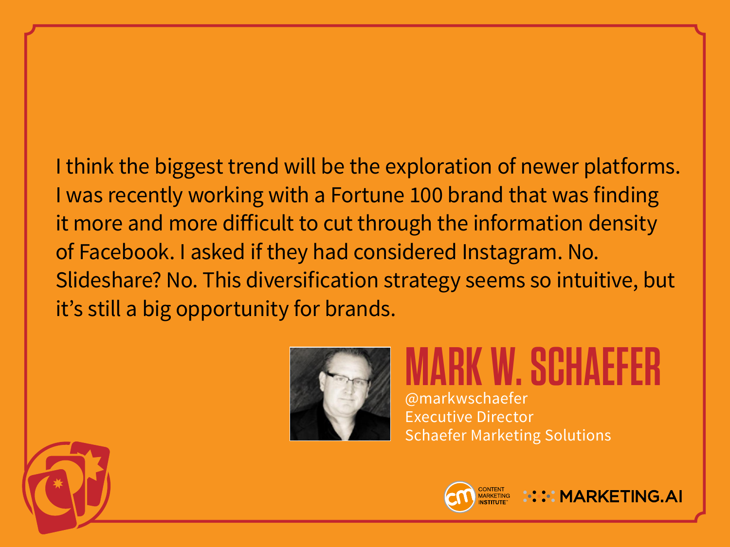I think the biggest trend will be the exploration of newer platforms. I was recently working with a Fortune 100 brand that was finding it more and more difficult to cut through the information density of Facebook. I asked if they had considered Instagram. No. Slideshare? No. This diversification strategy seems so intuitive, but it's still a big opportunity for brands.

## MARK W. SCHAEFER

@markwschaefer
Executive Director
Schaefer Marketing Solutions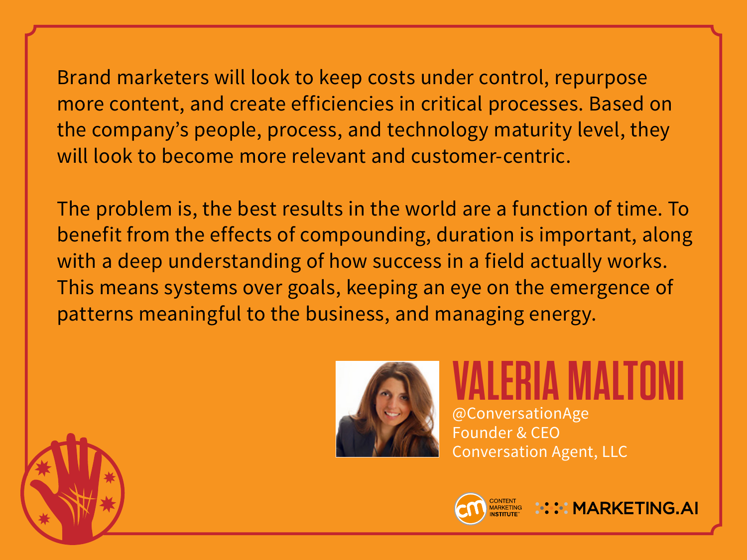Brand marketers will look to keep costs under control, repurpose more content, and create efficiencies in critical processes. Based on the company's people, process, and technology maturity level, they will look to become more relevant and customer-centric.

The problem is, the best results in the world are a function of time. To benefit from the effects of compounding, duration is important, along with a deep understanding of how success in a field actually works. This means systems over goals, keeping an eye on the emergence of patterns meaningful to the business, and managing energy.

## VALERIA MALTONI

@ConversationAge
Founder & CEO
Conversation Agent, LLC

CONTENT MARKETING INSTITUTE
MARKETING.AI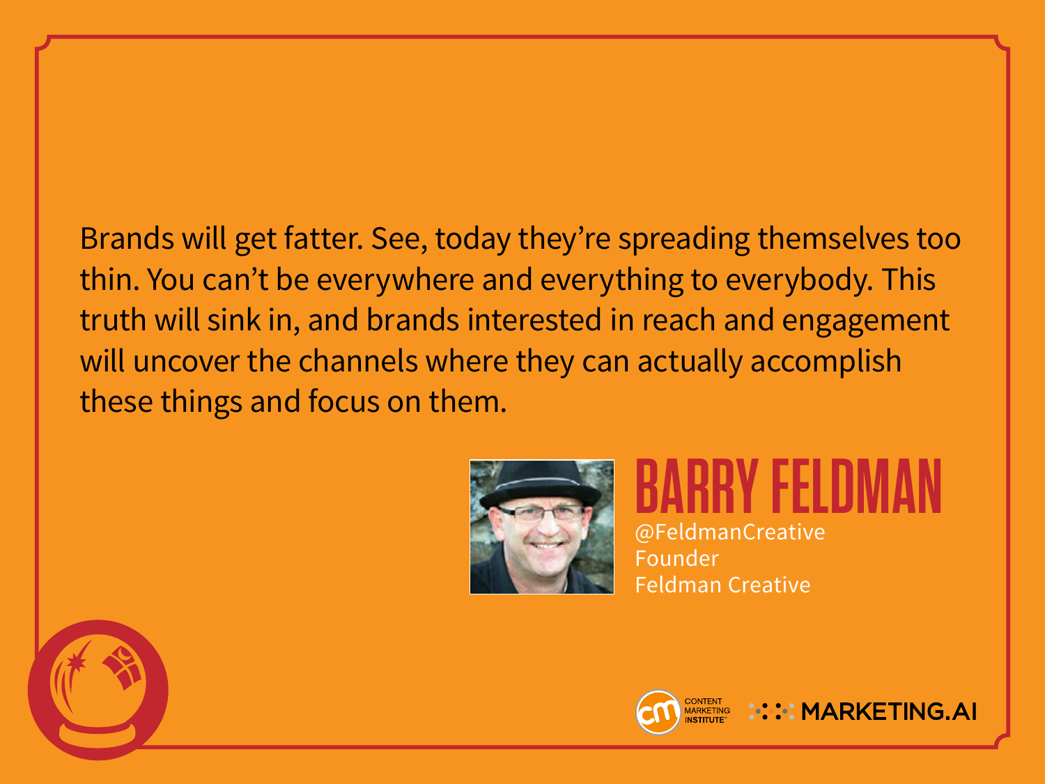Brands will get fatter. See, today they're spreading themselves too thin. You can't be everywhere and everything to everybody. This truth will sink in, and brands interested in reach and engagement will uncover the channels where they can actually accomplish these things and focus on them.

**BARRY FELDMAN**
@FeldmanCreative
Founder
Feldman Creative

CONTENT MARKETING INSTITUTE
MARKETING.AI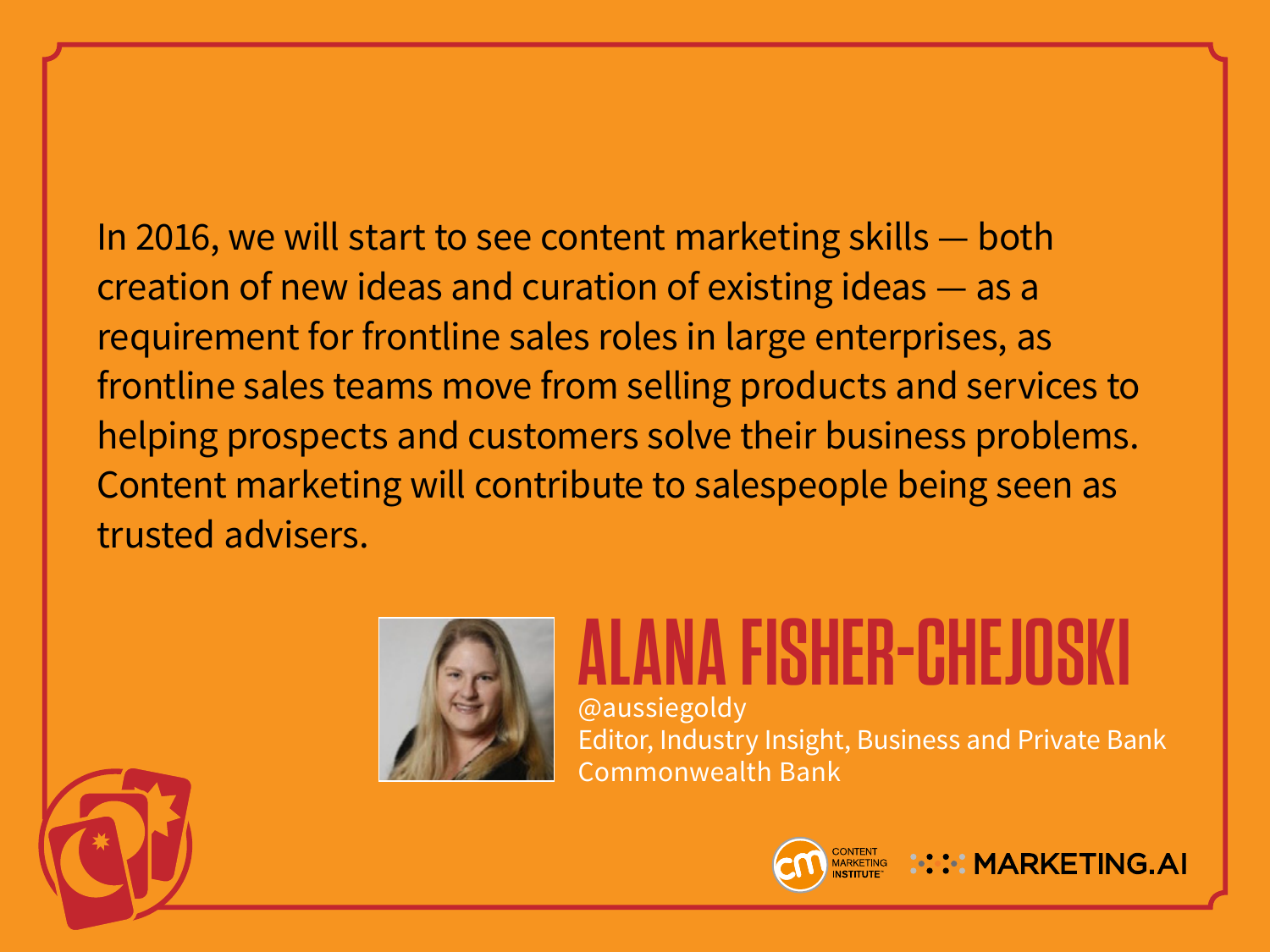In 2016, we will start to see content marketing skills — both creation of new ideas and curation of existing ideas — as a requirement for frontline sales roles in large enterprises, as frontline sales teams move from selling products and services to helping prospects and customers solve their business problems. Content marketing will contribute to salespeople being seen as trusted advisers.

## ALANA FISHER-CHEJOSKI

@aussiegoldy
Editor, Industry Insight, Business and Private Bank
Commonwealth Bank

CONTENT MARKETING INSTITUTE MARKETING.AI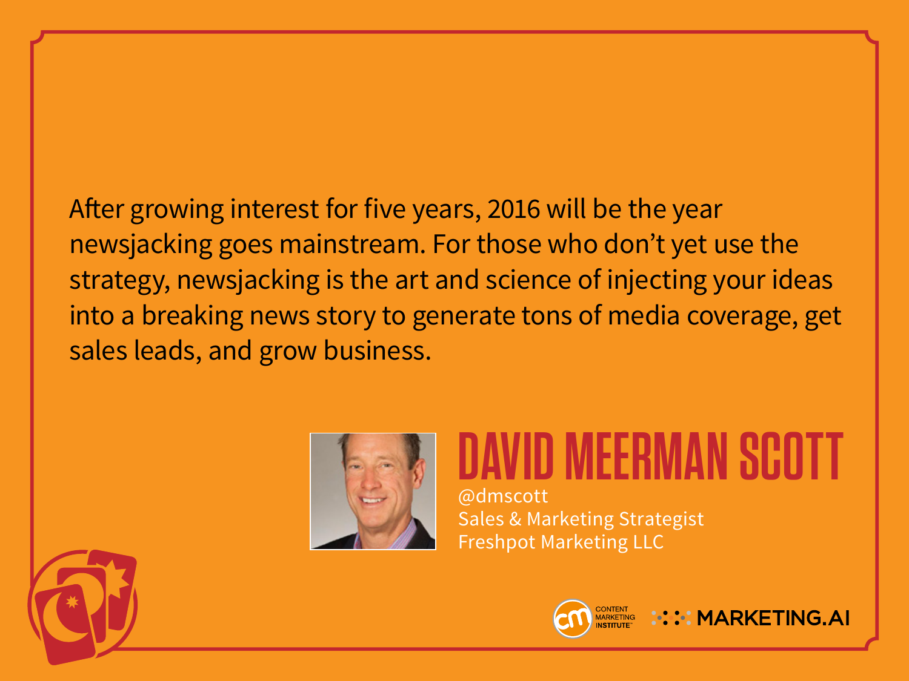After growing interest for five years, 2016 will be the year newsjacking goes mainstream. For those who don't yet use the strategy, newsjacking is the art and science of injecting your ideas into a breaking news story to generate tons of media coverage, get sales leads, and grow business.

## DAVID MEERMAN SCOTT

@dmscott
Sales & Marketing Strategist
Freshpot Marketing LLC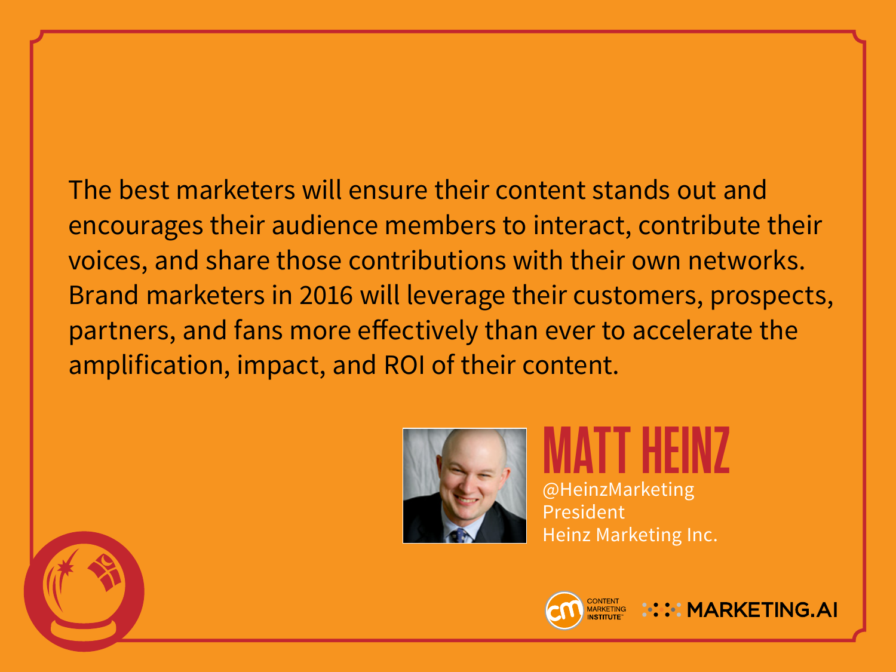The best marketers will ensure their content stands out and encourages their audience members to interact, contribute their voices, and share those contributions with their own networks. Brand marketers in 2016 will leverage their customers, prospects, partners, and fans more effectively than ever to accelerate the amplification, impact, and ROI of their content.

## MATT HEINZ

@HeinzMarketing
President
Heinz Marketing Inc.

CONTENT MARKETING INSTITUTE MARKETING.AI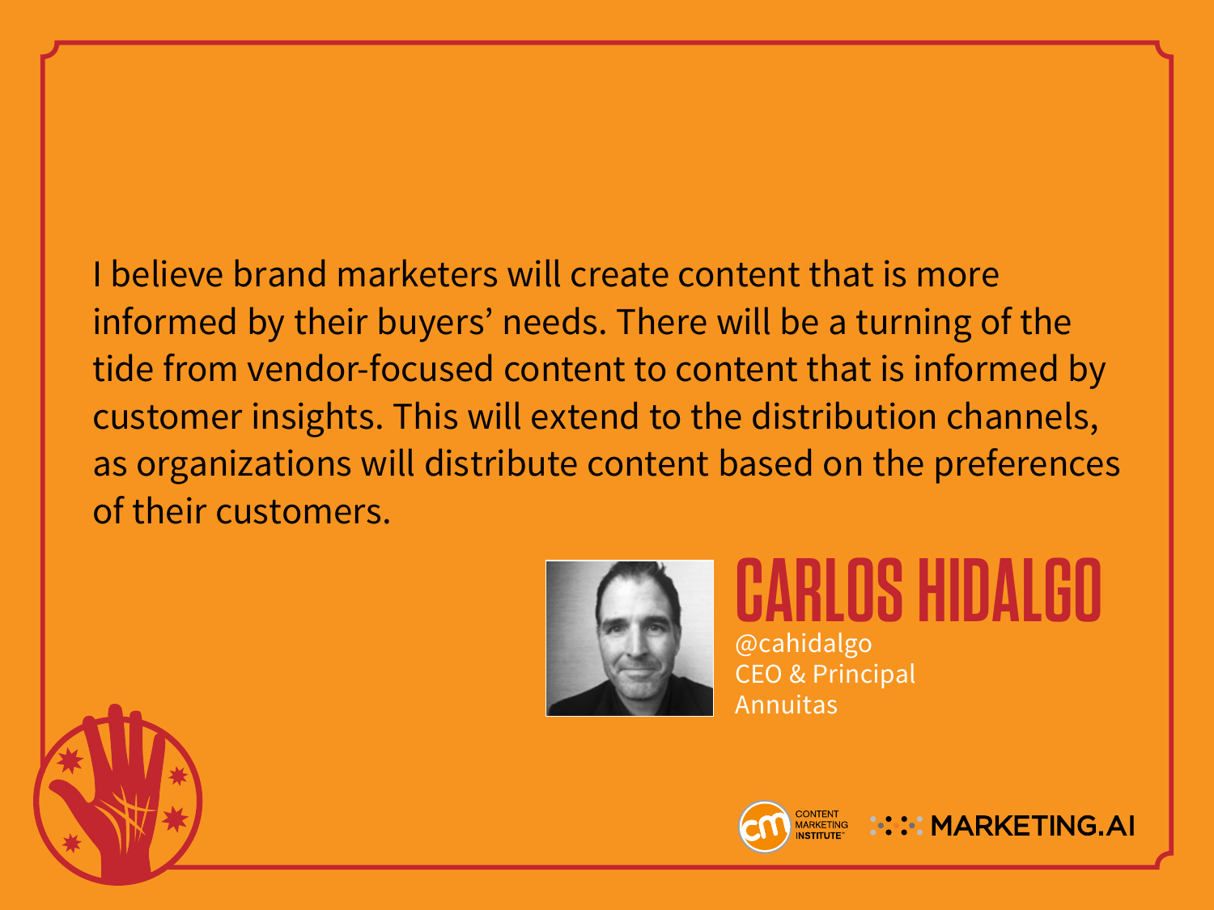I believe brand marketers will create content that is more informed by their buyers' needs. There will be a turning of the tide from vendor-focused content to content that is informed by customer insights. This will extend to the distribution channels, as organizations will distribute content based on the preferences of their customers.

## CARLOS HIDALGO

@cahidalgo
CEO & Principal
Annuitas

CONTENT MARKETING INSTITUTE MARKETING.AI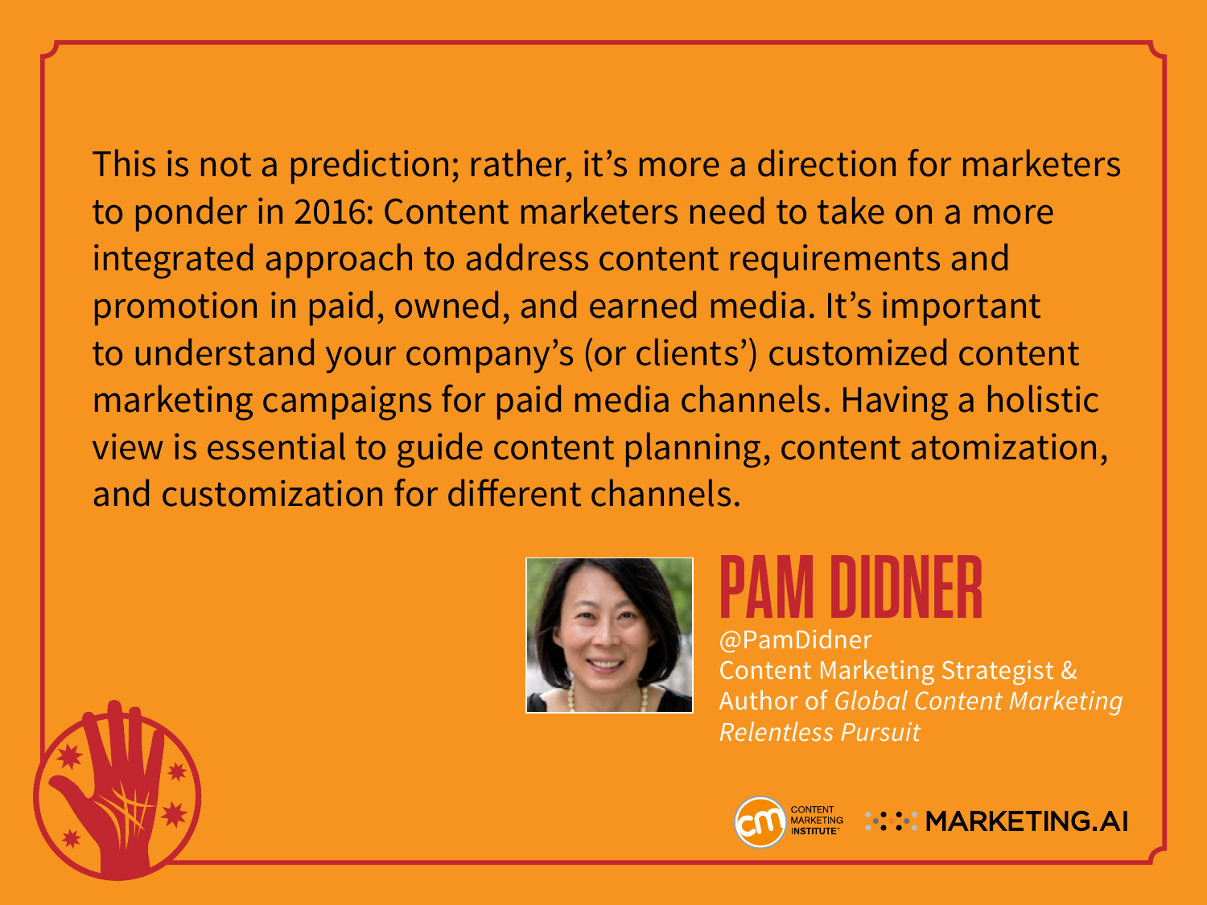This is not a prediction; rather, it's more a direction for marketers to ponder in 2016: Content marketers need to take on a more integrated approach to address content requirements and promotion in paid, owned, and earned media. It's important to understand your company's (or clients') customized content marketing campaigns for paid media channels. Having a holistic view is essential to guide content planning, content atomization, and customization for different channels.

## PAM DIDNER

@PamDidner
Content Marketing Strategist & Author of *Global Content Marketing Relentless Pursuit*

CONTENT MARKETING INSTITUTE
MARKETING.AI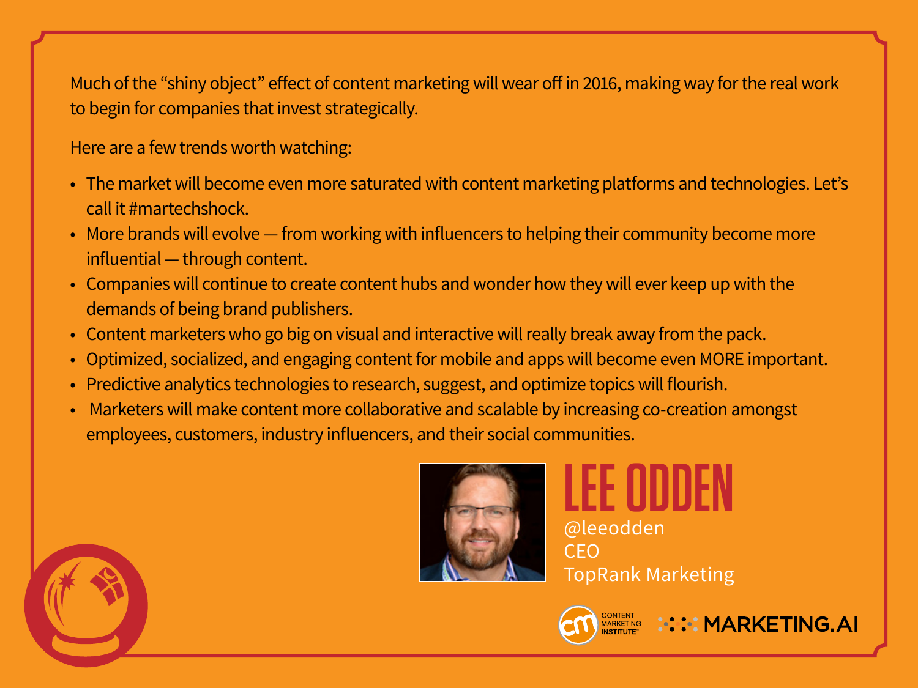Much of the "shiny object" effect of content marketing will wear off in 2016, making way for the real work to begin for companies that invest strategically.

Here are a few trends worth watching:

- The market will become even more saturated with content marketing platforms and technologies. Let's call it #martechshock.
- More brands will evolve — from working with influencers to helping their community become more influential — through content.
- Companies will continue to create content hubs and wonder how they will ever keep up with the demands of being brand publishers.
- Content marketers who go big on visual and interactive will really break away from the pack.
- Optimized, socialized, and engaging content for mobile and apps will become even MORE important.
- Predictive analytics technologies to research, suggest, and optimize topics will flourish.
- Marketers will make content more collaborative and scalable by increasing co-creation amongst employees, customers, industry influencers, and their social communities.

## LEE ODDEN

@leeodden
CEO
TopRank Marketing

CONTENT MARKETING INSTITUTE MARKETING.AI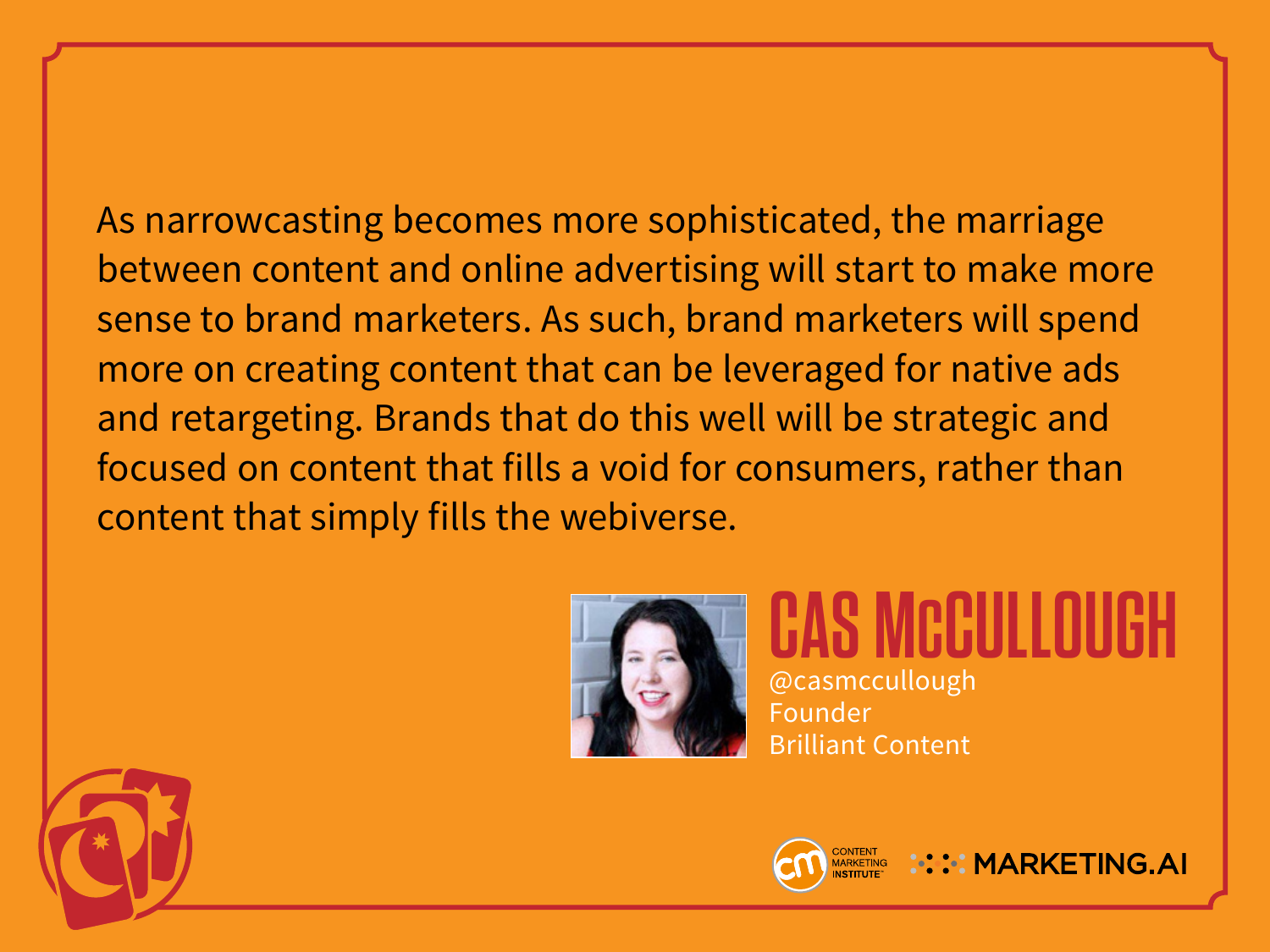As narrowcasting becomes more sophisticated, the marriage between content and online advertising will start to make more sense to brand marketers. As such, brand marketers will spend more on creating content that can be leveraged for native ads and retargeting. Brands that do this well will be strategic and focused on content that fills a void for consumers, rather than content that simply fills the webiverse.

## CAS McCULLOUGH

@casmccullough
Founder
Brilliant Content

CONTENT MARKETING INSTITUTE

MARKETING.AI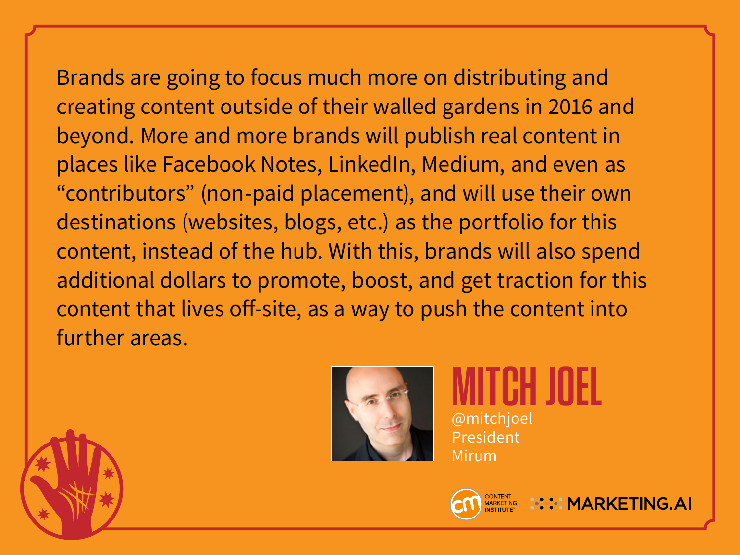Brands are going to focus much more on distributing and creating content outside of their walled gardens in 2016 and beyond. More and more brands will publish real content in places like Facebook Notes, LinkedIn, Medium, and even as “contributors” (non-paid placement), and will use their own destinations (websites, blogs, etc.) as the portfolio for this content, instead of the hub. With this, brands will also spend additional dollars to promote, boost, and get traction for this content that lives off-site, as a way to push the content into further areas.

## MITCH JOEL

@mitchjoel
President
Mirum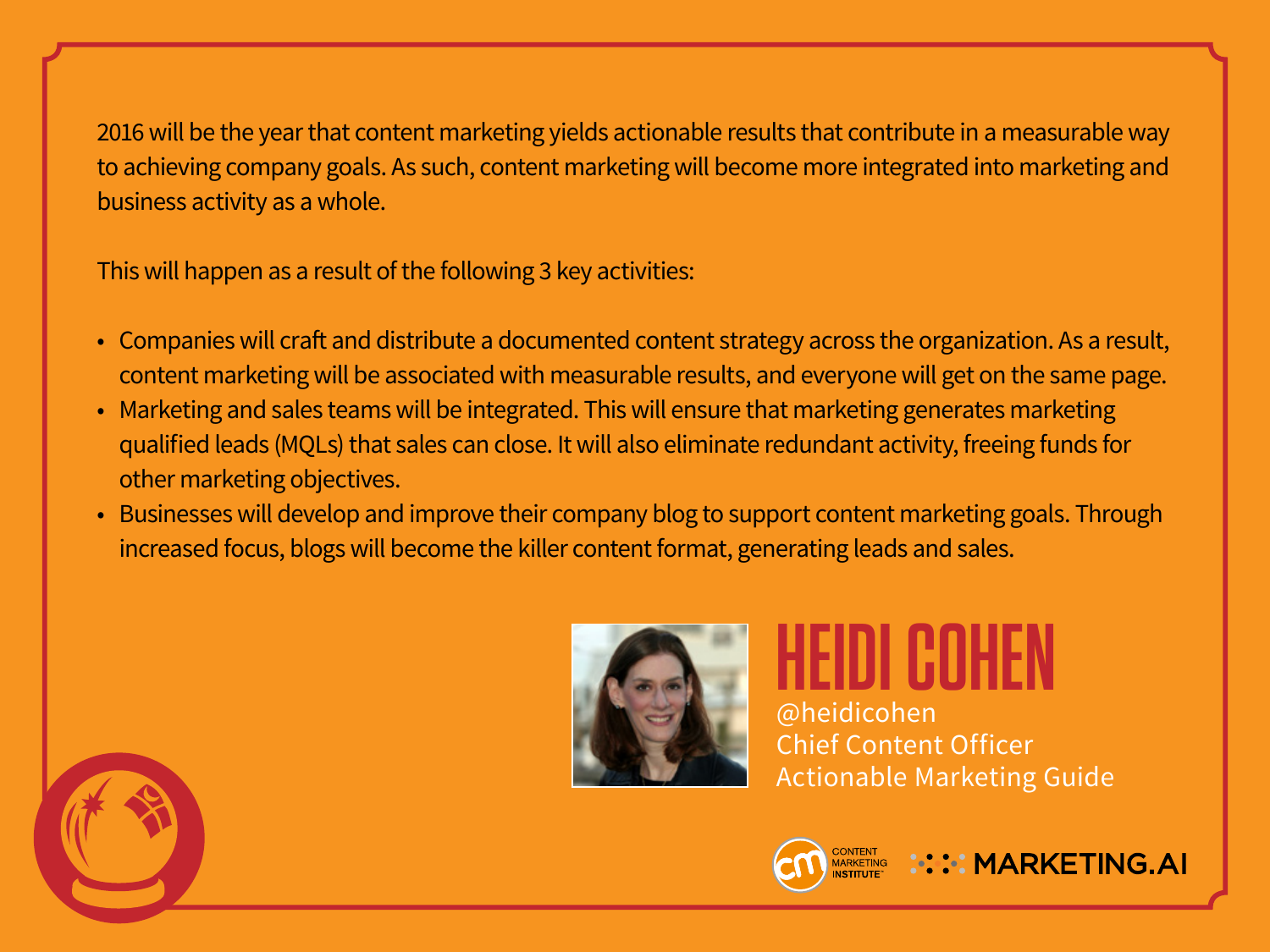2016 will be the year that content marketing yields actionable results that contribute in a measurable way to achieving company goals. As such, content marketing will become more integrated into marketing and business activity as a whole.

This will happen as a result of the following 3 key activities:

- Companies will craft and distribute a documented content strategy across the organization. As a result, content marketing will be associated with measurable results, and everyone will get on the same page.
- Marketing and sales teams will be integrated. This will ensure that marketing generates marketing qualified leads (MQLs) that sales can close. It will also eliminate redundant activity, freeing funds for other marketing objectives.
- Businesses will develop and improve their company blog to support content marketing goals. Through increased focus, blogs will become the killer content format, generating leads and sales.

## HEIDI COHEN

@heidicohen
Chief Content Officer
Actionable Marketing Guide

CONTENT MARKETING INSTITUTE MARKETING.AI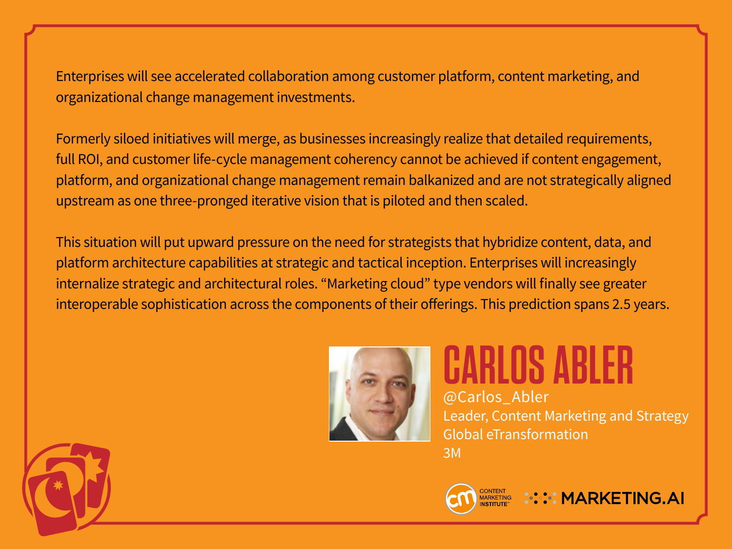Enterprises will see accelerated collaboration among customer platform, content marketing, and organizational change management investments.

Formerly siloed initiatives will merge, as businesses increasingly realize that detailed requirements, full ROI, and customer life-cycle management coherency cannot be achieved if content engagement, platform, and organizational change management remain balkanized and are not strategically aligned upstream as one three-pronged iterative vision that is piloted and then scaled.

This situation will put upward pressure on the need for strategists that hybridize content, data, and platform architecture capabilities at strategic and tactical inception. Enterprises will increasingly internalize strategic and architectural roles. "Marketing cloud" type vendors will finally see greater interoperable sophistication across the components of their offerings. This prediction spans 2.5 years.

## CARLOS ABLER

@Carlos_Abler
Leader, Content Marketing and Strategy
Global eTransformation
3M

CONTENT MARKETING INSTITUTE · MARKETING.AI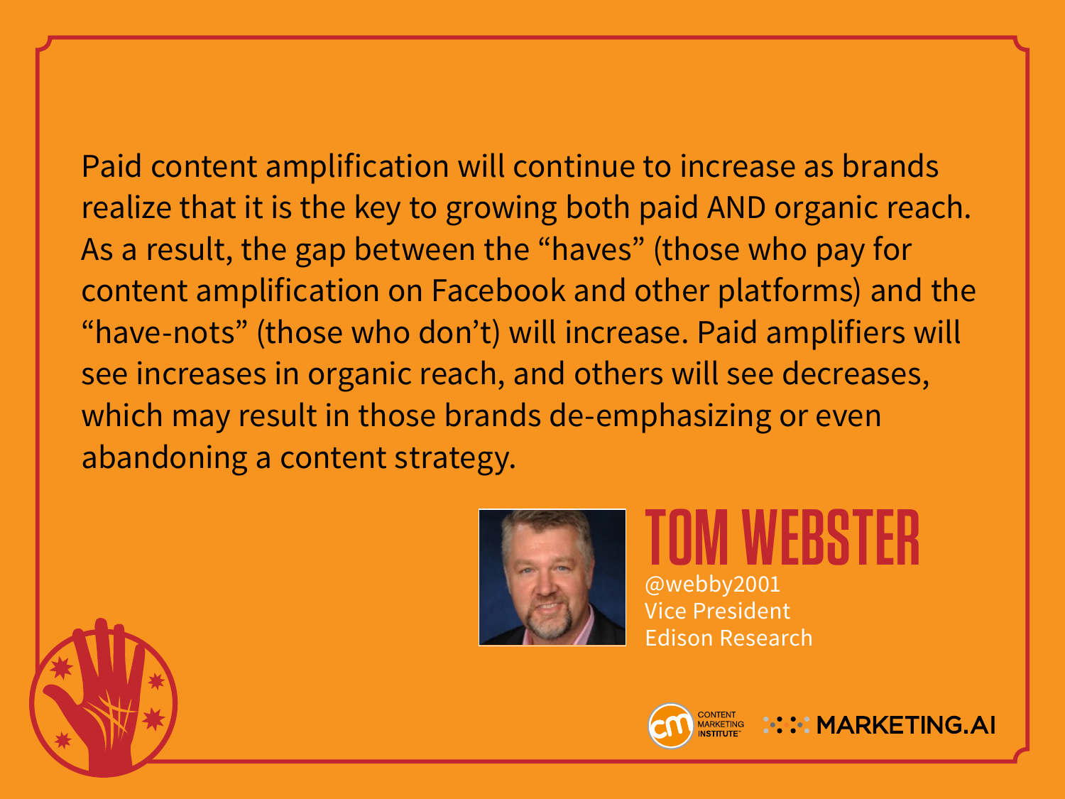Paid content amplification will continue to increase as brands realize that it is the key to growing both paid AND organic reach. As a result, the gap between the "haves" (those who pay for content amplification on Facebook and other platforms) and the "have-nots" (those who don't) will increase. Paid amplifiers will see increases in organic reach, and others will see decreases, which may result in those brands de-emphasizing or even abandoning a content strategy.

## TOM WEBSTER

@webby2001
Vice President
Edison Research

CONTENT MARKETING INSTITUTE

MARKETING.AI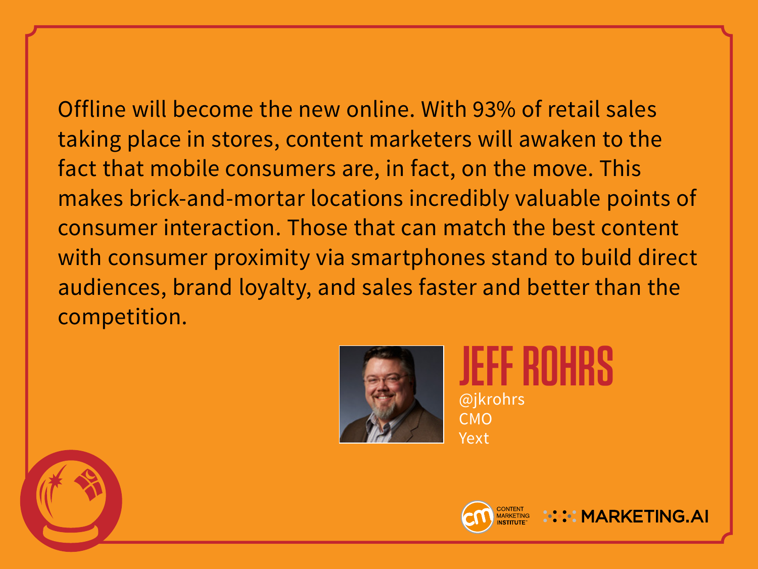Offline will become the new online. With 93% of retail sales taking place in stores, content marketers will awaken to the fact that mobile consumers are, in fact, on the move. This makes brick-and-mortar locations incredibly valuable points of consumer interaction. Those that can match the best content with consumer proximity via smartphones stand to build direct audiences, brand loyalty, and sales faster and better than the competition.

## JEFF ROHRS

@jkrohrs
CMO
Yext

CONTENT MARKETING INSTITUTE™

MARKETING.AI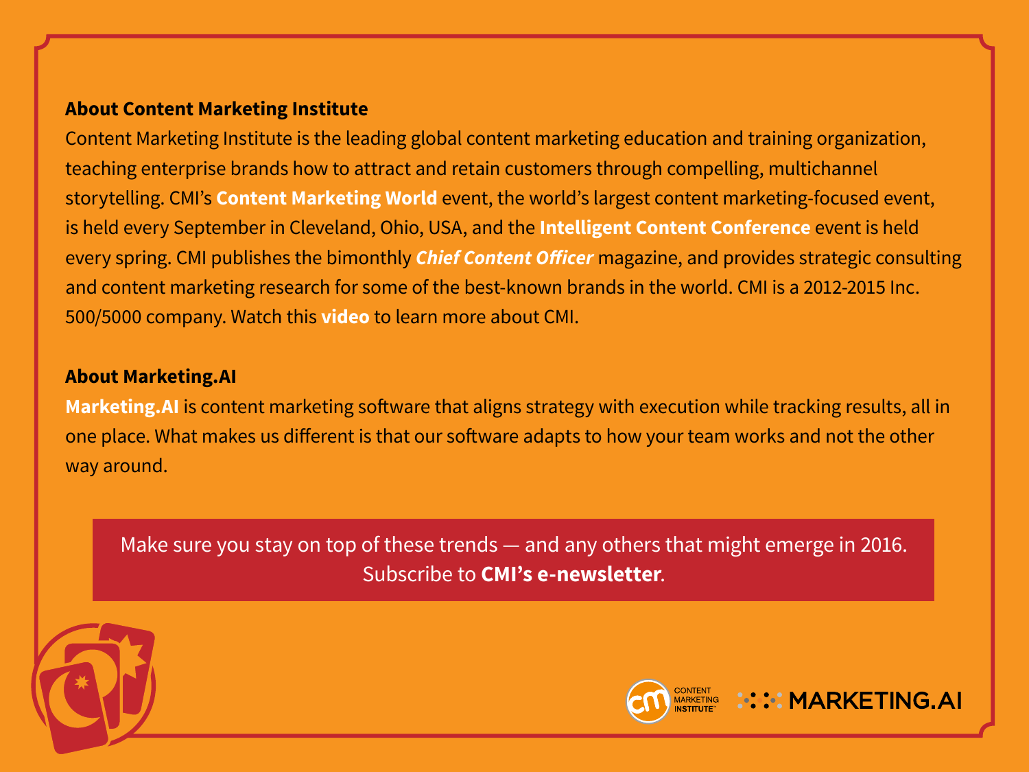### About Content Marketing Institute

Content Marketing Institute is the leading global content marketing education and training organization, teaching enterprise brands how to attract and retain customers through compelling, multichannel storytelling. CMI's **Content Marketing World** event, the world's largest content marketing-focused event, is held every September in Cleveland, Ohio, USA, and the **Intelligent Content Conference** event is held every spring. CMI publishes the bimonthly ***Chief Content Officer*** magazine, and provides strategic consulting and content marketing research for some of the best-known brands in the world. CMI is a 2012-2015 Inc. 500/5000 company. Watch this **video** to learn more about CMI.

### About Marketing.AI

**Marketing.AI** is content marketing software that aligns strategy with execution while tracking results, all in one place. What makes us different is that our software adapts to how your team works and not the other way around.

Make sure you stay on top of these trends — and any others that might emerge in 2016. Subscribe to **CMI's e-newsletter**.

CONTENT MARKETING INSTITUTE

MARKETING.AI